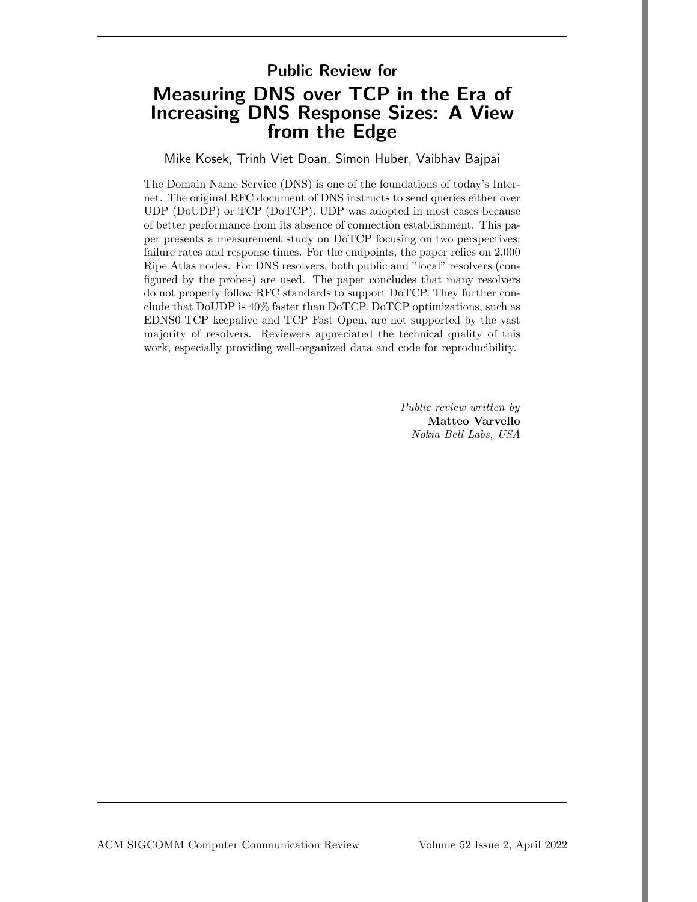## Public Review for

# Measuring DNS over TCP in the Era of Increasing DNS Response Sizes: A View from the Edge

Mike Kosek, Trinh Viet Doan, Simon Huber, Vaibhav Bajpai

The Domain Name Service (DNS) is one of the foundations of today's Internet. The original RFC document of DNS instructs to send queries either over UDP (DoUDP) or TCP (DoTCP). UDP was adopted in most cases because of better performance from its absence of connection establishment. This paper presents a measurement study on DoTCP focusing on two perspectives: failure rates and response times. For the endpoints, the paper relies on 2,000 Ripe Atlas nodes. For DNS resolvers, both public and "local" resolvers (configured by the probes) are used. The paper concludes that many resolvers do not properly follow RFC standards to support DoTCP. They further conclude that DoUDP is 40% faster than DoTCP. DoTCP optimizations, such as EDNS0 TCP keepalive and TCP Fast Open, are not supported by the vast majority of resolvers. Reviewers appreciated the technical quality of this work, especially providing well-organized data and code for reproducibility.

*Public review written by*
**Matteo Varvello**
*Nokia Bell Labs, USA*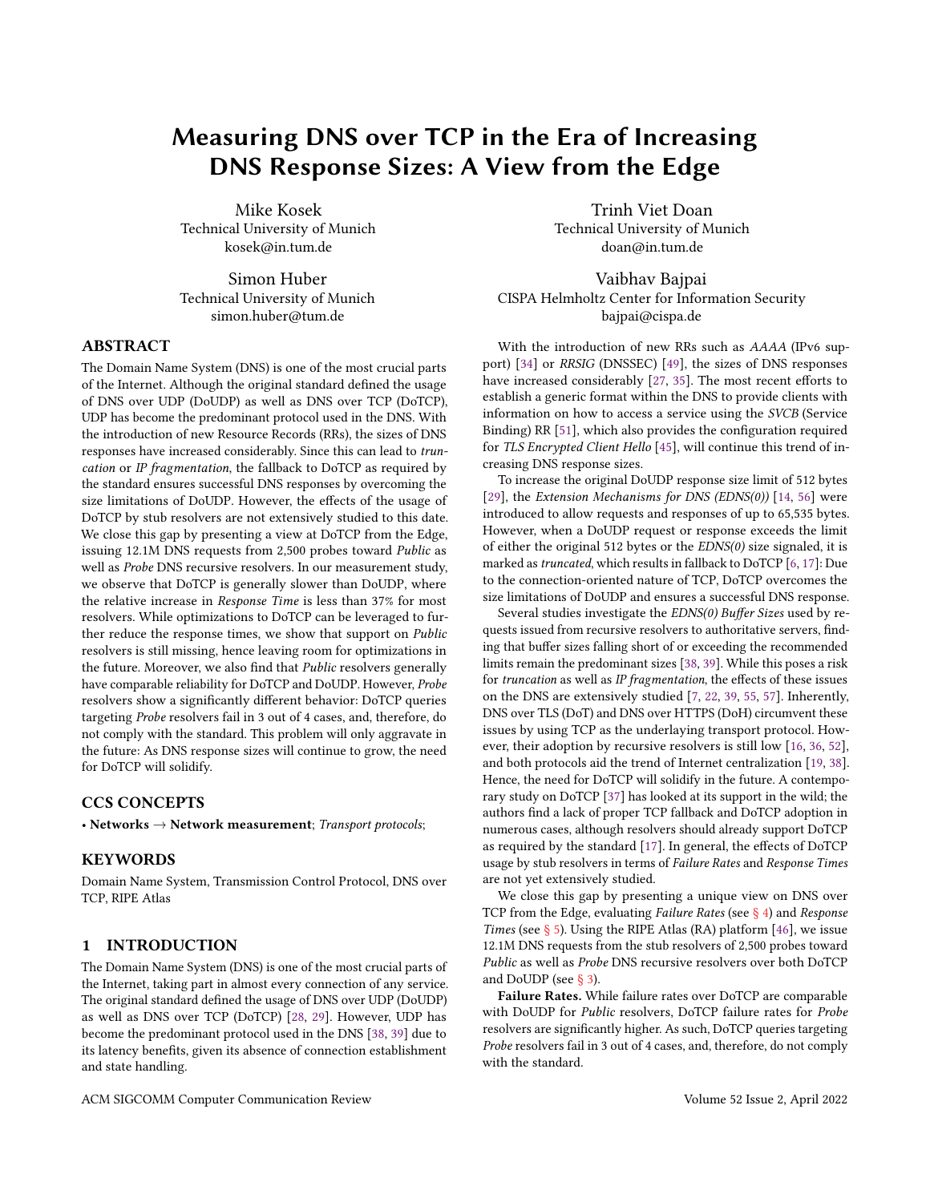# Measuring DNS over TCP in the Era of Increasing DNS Response Sizes: A View from the Edge

Mike Kosek
Technical University of Munich
kosek@in.tum.de

Trinh Viet Doan
Technical University of Munich
doan@in.tum.de

Simon Huber
Technical University of Munich
simon.huber@tum.de

Vaibhav Bajpai
CISPA Helmholtz Center for Information Security
bajpai@cispa.de

## ABSTRACT

The Domain Name System (DNS) is one of the most crucial parts of the Internet. Although the original standard defined the usage of DNS over UDP (DoUDP) as well as DNS over TCP (DoTCP), UDP has become the predominant protocol used in the DNS. With the introduction of new Resource Records (RRs), the sizes of DNS responses have increased considerably. Since this can lead to *truncation* or *IP fragmentation*, the fallback to DoTCP as required by the standard ensures successful DNS responses by overcoming the size limitations of DoUDP. However, the effects of the usage of DoTCP by stub resolvers are not extensively studied to this date. We close this gap by presenting a view at DoTCP from the Edge, issuing 12.1M DNS requests from 2,500 probes toward *Public* as well as *Probe* DNS recursive resolvers. In our measurement study, we observe that DoTCP is generally slower than DoUDP, where the relative increase in *Response Time* is less than 37% for most resolvers. While optimizations to DoTCP can be leveraged to further reduce the response times, we show that support on *Public* resolvers is still missing, hence leaving room for optimizations in the future. Moreover, we also find that *Public* resolvers generally have comparable reliability for DoTCP and DoUDP. However, *Probe* resolvers show a significantly different behavior: DoTCP queries targeting *Probe* resolvers fail in 3 out of 4 cases, and, therefore, do not comply with the standard. This problem will only aggravate in the future: As DNS response sizes will continue to grow, the need for DoTCP will solidify.

## CCS CONCEPTS

• **Networks** → **Network measurement**; *Transport protocols*;

## KEYWORDS

Domain Name System, Transmission Control Protocol, DNS over TCP, RIPE Atlas

## 1 INTRODUCTION

The Domain Name System (DNS) is one of the most crucial parts of the Internet, taking part in almost every connection of any service. The original standard defined the usage of DNS over UDP (DoUDP) as well as DNS over TCP (DoTCP) [28, 29]. However, UDP has become the predominant protocol used in the DNS [38, 39] due to its latency benefits, given its absence of connection establishment and state handling.

With the introduction of new RRs such as *AAAA* (IPv6 support) [34] or *RRSIG* (DNSSEC) [49], the sizes of DNS responses have increased considerably [27, 35]. The most recent efforts to establish a generic format within the DNS to provide clients with information on how to access a service using the *SVCB* (Service Binding) RR [51], which also provides the configuration required for *TLS Encrypted Client Hello* [45], will continue this trend of increasing DNS response sizes.

To increase the original DoUDP response size limit of 512 bytes [29], the *Extension Mechanisms for DNS (EDNS(0))* [14, 56] were introduced to allow requests and responses of up to 65,535 bytes. However, when a DoUDP request or response exceeds the limit of either the original 512 bytes or the *EDNS(0)* size signaled, it is marked as *truncated*, which results in fallback to DoTCP [6, 17]: Due to the connection-oriented nature of TCP, DoTCP overcomes the size limitations of DoUDP and ensures a successful DNS response.

Several studies investigate the *EDNS(0) Buffer Sizes* used by requests issued from recursive resolvers to authoritative servers, finding that buffer sizes falling short of or exceeding the recommended limits remain the predominant sizes [38, 39]. While this poses a risk for *truncation* as well as *IP fragmentation*, the effects of these issues on the DNS are extensively studied [7, 22, 39, 55, 57]. Inherently, DNS over TLS (DoT) and DNS over HTTPS (DoH) circumvent these issues by using TCP as the underlaying transport protocol. However, their adoption by recursive resolvers is still low [16, 36, 52], and both protocols aid the trend of Internet centralization [19, 38]. Hence, the need for DoTCP will solidify in the future. A contemporary study on DoTCP [37] has looked at its support in the wild; the authors find a lack of proper TCP fallback and DoTCP adoption in numerous cases, although resolvers should already support DoTCP as required by the standard [17]. In general, the effects of DoTCP usage by stub resolvers in terms of *Failure Rates* and *Response Times* are not yet extensively studied.

We close this gap by presenting a unique view on DNS over TCP from the Edge, evaluating *Failure Rates* (see § 4) and *Response Times* (see § 5). Using the RIPE Atlas (RA) platform [46], we issue 12.1M DNS requests from the stub resolvers of 2,500 probes toward *Public* as well as *Probe* DNS recursive resolvers over both DoTCP and DoUDP (see § 3).

**Failure Rates.** While failure rates over DoTCP are comparable with DoUDP for *Public* resolvers, DoTCP failure rates for *Probe* resolvers are significantly higher. As such, DoTCP queries targeting *Probe* resolvers fail in 3 out of 4 cases, and, therefore, do not comply with the standard.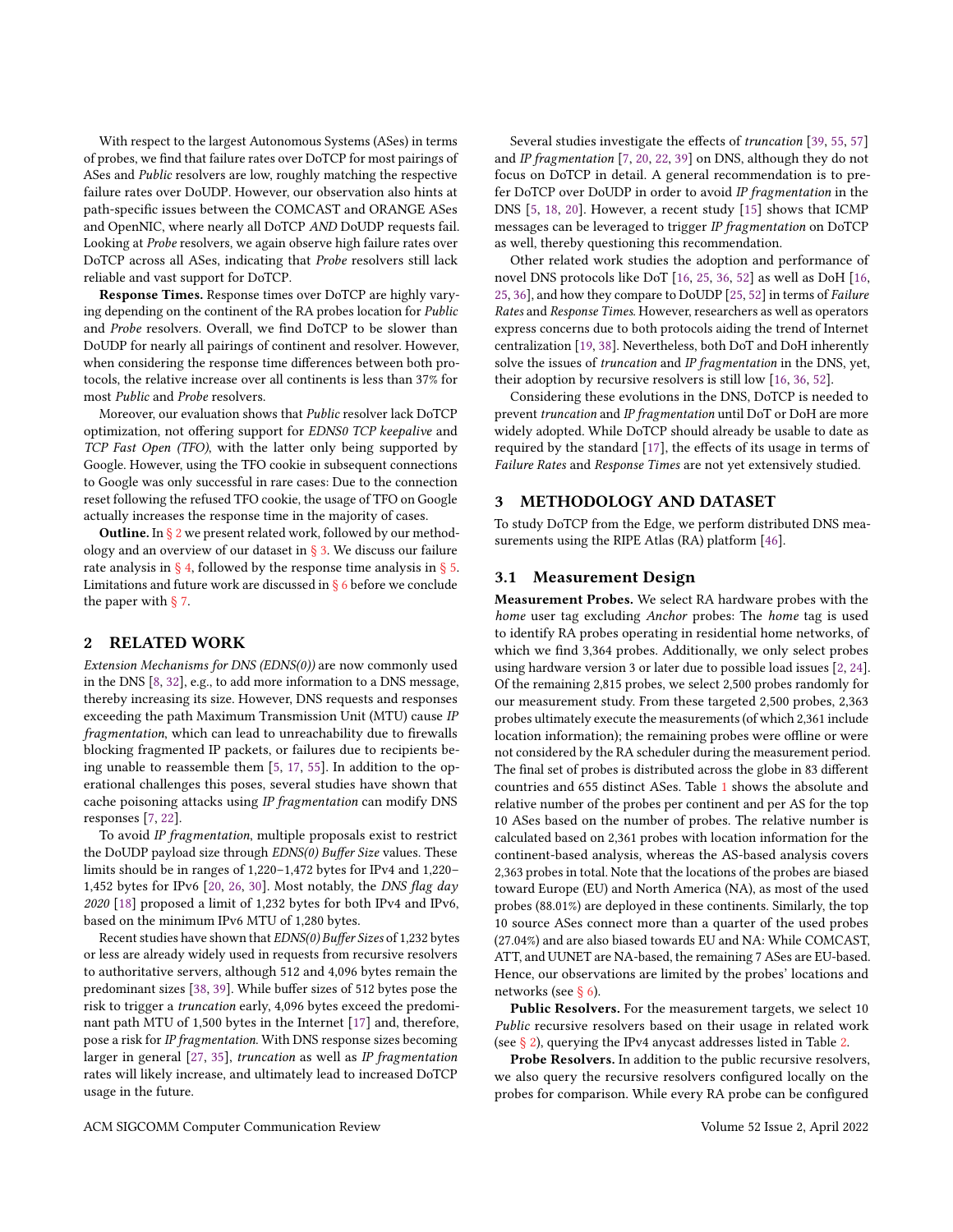With respect to the largest Autonomous Systems (ASes) in terms of probes, we find that failure rates over DoTCP for most pairings of ASes and *Public* resolvers are low, roughly matching the respective failure rates over DoUDP. However, our observation also hints at path-specific issues between the COMCAST and ORANGE ASes and OpenNIC, where nearly all DoTCP *AND* DoUDP requests fail. Looking at *Probe* resolvers, we again observe high failure rates over DoTCP across all ASes, indicating that *Probe* resolvers still lack reliable and vast support for DoTCP.

**Response Times.** Response times over DoTCP are highly varying depending on the continent of the RA probes location for *Public* and *Probe* resolvers. Overall, we find DoTCP to be slower than DoUDP for nearly all pairings of continent and resolver. However, when considering the response time differences between both protocols, the relative increase over all continents is less than 37% for most *Public* and *Probe* resolvers.

Moreover, our evaluation shows that *Public* resolver lack DoTCP optimization, not offering support for *EDNS0 TCP keepalive* and *TCP Fast Open (TFO)*, with the latter only being supported by Google. However, using the TFO cookie in subsequent connections to Google was only successful in rare cases: Due to the connection reset following the refused TFO cookie, the usage of TFO on Google actually increases the response time in the majority of cases.

**Outline.** In § 2 we present related work, followed by our methodology and an overview of our dataset in § 3. We discuss our failure rate analysis in § 4, followed by the response time analysis in § 5. Limitations and future work are discussed in § 6 before we conclude the paper with § 7.

## 2 RELATED WORK

*Extension Mechanisms for DNS (EDNS(0))* are now commonly used in the DNS [8, 32], e.g., to add more information to a DNS message, thereby increasing its size. However, DNS requests and responses exceeding the path Maximum Transmission Unit (MTU) cause *IP fragmentation*, which can lead to unreachability due to firewalls blocking fragmented IP packets, or failures due to recipients being unable to reassemble them [5, 17, 55]. In addition to the operational challenges this poses, several studies have shown that cache poisoning attacks using *IP fragmentation* can modify DNS responses [7, 22].

To avoid *IP fragmentation*, multiple proposals exist to restrict the DoUDP payload size through *EDNS(0) Buffer Size* values. These limits should be in ranges of 1,220–1,472 bytes for IPv4 and 1,220–1,452 bytes for IPv6 [20, 26, 30]. Most notably, the *DNS flag day 2020* [18] proposed a limit of 1,232 bytes for both IPv4 and IPv6, based on the minimum IPv6 MTU of 1,280 bytes.

Recent studies have shown that *EDNS(0) Buffer Sizes* of 1,232 bytes or less are already widely used in requests from recursive resolvers to authoritative servers, although 512 and 4,096 bytes remain the predominant sizes [38, 39]. While buffer sizes of 512 bytes pose the risk to trigger a *truncation* early, 4,096 bytes exceed the predominant path MTU of 1,500 bytes in the Internet [17] and, therefore, pose a risk for *IP fragmentation*. With DNS response sizes becoming larger in general [27, 35], *truncation* as well as *IP fragmentation* rates will likely increase, and ultimately lead to increased DoTCP usage in the future.

Several studies investigate the effects of *truncation* [39, 55, 57] and *IP fragmentation* [7, 20, 22, 39] on DNS, although they do not focus on DoTCP in detail. A general recommendation is to prefer DoTCP over DoUDP in order to avoid *IP fragmentation* in the DNS [5, 18, 20]. However, a recent study [15] shows that ICMP messages can be leveraged to trigger *IP fragmentation* on DoTCP as well, thereby questioning this recommendation.

Other related work studies the adoption and performance of novel DNS protocols like DoT [16, 25, 36, 52] as well as DoH [16, 25, 36], and how they compare to DoUDP [25, 52] in terms of *Failure Rates* and *Response Times*. However, researchers as well as operators express concerns due to both protocols aiding the trend of Internet centralization [19, 38]. Nevertheless, both DoT and DoH inherently solve the issues of *truncation* and *IP fragmentation* in the DNS, yet, their adoption by recursive resolvers is still low [16, 36, 52].

Considering these evolutions in the DNS, DoTCP is needed to prevent *truncation* and *IP fragmentation* until DoT or DoH are more widely adopted. While DoTCP should already be usable to date as required by the standard [17], the effects of its usage in terms of *Failure Rates* and *Response Times* are not yet extensively studied.

## 3 METHODOLOGY AND DATASET

To study DoTCP from the Edge, we perform distributed DNS measurements using the RIPE Atlas (RA) platform [46].

### 3.1 Measurement Design

**Measurement Probes.** We select RA hardware probes with the *home* user tag excluding *Anchor* probes: The *home* tag is used to identify RA probes operating in residential home networks, of which we find 3,364 probes. Additionally, we only select probes using hardware version 3 or later due to possible load issues [2, 24]. Of the remaining 2,815 probes, we select 2,500 probes randomly for our measurement study. From these targeted 2,500 probes, 2,363 probes ultimately execute the measurements (of which 2,361 include location information); the remaining probes were offline or were not considered by the RA scheduler during the measurement period. The final set of probes is distributed across the globe in 83 different countries and 655 distinct ASes. Table 1 shows the absolute and relative number of the probes per continent and per AS for the top 10 ASes based on the number of probes. The relative number is calculated based on 2,361 probes with location information for the continent-based analysis, whereas the AS-based analysis covers 2,363 probes in total. Note that the locations of the probes are biased toward Europe (EU) and North America (NA), as most of the used probes (88.01%) are deployed in these continents. Similarly, the top 10 source ASes connect more than a quarter of the used probes (27.04%) and are also biased towards EU and NA: While COMCAST, ATT, and UUNET are NA-based, the remaining 7 ASes are EU-based. Hence, our observations are limited by the probes' locations and networks (see § 6).

**Public Resolvers.** For the measurement targets, we select 10 *Public* recursive resolvers based on their usage in related work (see § 2), querying the IPv4 anycast addresses listed in Table 2.

**Probe Resolvers.** In addition to the public recursive resolvers, we also query the recursive resolvers configured locally on the probes for comparison. While every RA probe can be configured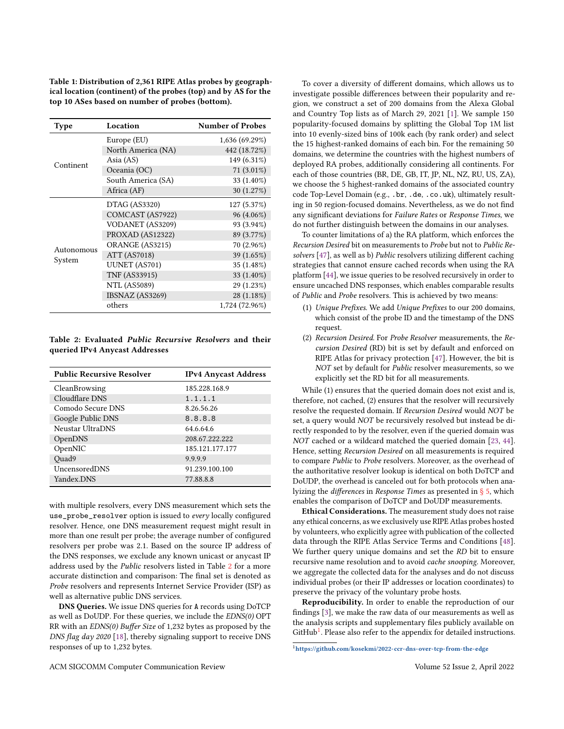Table 1: Distribution of 2,361 RIPE Atlas probes by geographical location (continent) of the probes (top) and by AS for the top 10 ASes based on number of probes (bottom).

| Type | Location | Number of Probes |
|---|---|---|
| Continent | Europe (EU) | 1,636 (69.29%) |
| | North America (NA) | 442 (18.72%) |
| | Asia (AS) | 149 (6.31%) |
| | Oceania (OC) | 71 (3.01%) |
| | South America (SA) | 33 (1.40%) |
| | Africa (AF) | 30 (1.27%) |
| Autonomous System | DTAG (AS3320) | 127 (5.37%) |
| | COMCAST (AS7922) | 96 (4.06%) |
| | VODANET (AS3209) | 93 (3.94%) |
| | PROXAD (AS12322) | 89 (3.77%) |
| | ORANGE (AS3215) | 70 (2.96%) |
| | ATT (AS7018) | 39 (1.65%) |
| | UUNET (AS701) | 35 (1.48%) |
| | TNF (AS33915) | 33 (1.40%) |
| | NTL (AS5089) | 29 (1.23%) |
| | IBSNAZ (AS3269) | 28 (1.18%) |
| | others | 1,724 (72.96%) |

Table 2: Evaluated *Public Recursive Resolvers* and their queried IPv4 Anycast Addresses

| Public Recursive Resolver | IPv4 Anycast Address |
|---|---|
| CleanBrowsing | 185.228.168.9 |
| Cloudflare DNS | 1.1.1.1 |
| Comodo Secure DNS | 8.26.56.26 |
| Google Public DNS | 8.8.8.8 |
| Neustar UltraDNS | 64.6.64.6 |
| OpenDNS | 208.67.222.222 |
| OpenNIC | 185.121.177.177 |
| Quad9 | 9.9.9.9 |
| UncensoredDNS | 91.239.100.100 |
| Yandex.DNS | 77.88.8.8 |

with multiple resolvers, every DNS measurement which sets the `use_probe_resolver` option is issued to *every* locally configured resolver. Hence, one DNS measurement request might result in more than one result per probe; the average number of configured resolvers per probe was 2.1. Based on the source IP address of the DNS responses, we exclude any known unicast or anycast IP address used by the *Public* resolvers listed in Table 2 for a more accurate distinction and comparison: The final set is denoted as *Probe* resolvers and represents Internet Service Provider (ISP) as well as alternative public DNS services.

**DNS Queries.** We issue DNS queries for A records using DoTCP as well as DoUDP. For these queries, we include the *EDNS(0)* OPT RR with an *EDNS(0) Buffer Size* of 1,232 bytes as proposed by the *DNS flag day 2020* [18], thereby signaling support to receive DNS responses of up to 1,232 bytes.

To cover a diversity of different domains, which allows us to investigate possible differences between their popularity and region, we construct a set of 200 domains from the Alexa Global and Country Top lists as of March 29, 2021 [1]. We sample 150 popularity-focused domains by splitting the Global Top 1M list into 10 evenly-sized bins of 100k each (by rank order) and select the 15 highest-ranked domains of each bin. For the remaining 50 domains, we determine the countries with the highest numbers of deployed RA probes, additionally considering all continents. For each of those countries (BR, DE, GB, IT, JP, NL, NZ, RU, US, ZA), we choose the 5 highest-ranked domains of the associated country code Top-Level Domain (e.g., `.br`, `.de`, `.co.uk`), ultimately resulting in 50 region-focused domains. Nevertheless, as we do not find any significant deviations for *Failure Rates* or *Response Times*, we do not further distinguish between the domains in our analyses.

To counter limitations of a) the RA platform, which enforces the *Recursion Desired* bit on measurements to *Probe* but not to *Public Resolvers* [47], as well as b) *Public* resolvers utilizing different caching strategies that cannot ensure cached records when using the RA platform [44], we issue queries to be resolved recursively in order to ensure uncached DNS responses, which enables comparable results of *Public* and *Probe* resolvers. This is achieved by two means:

1. *Unique Prefixes.* We add *Unique Prefixes* to our 200 domains, which consist of the probe ID and the timestamp of the DNS request.
2. *Recursion Desired.* For *Probe Resolver* measurements, the *Recursion Desired* (RD) bit is set by default and enforced on RIPE Atlas for privacy protection [47]. However, the bit is *NOT* set by default for *Public* resolver measurements, so we explicitly set the RD bit for all measurements.

While (1) ensures that the queried domain does not exist and is, therefore, not cached, (2) ensures that the resolver will recursively resolve the requested domain. If *Recursion Desired* would *NOT* be set, a query would *NOT* be recursively resolved but instead be directly responded to by the resolver, even if the queried domain was *NOT* cached or a wildcard matched the queried domain [23, 44]. Hence, setting *Recursion Desired* on all measurements is required to compare *Public* to *Probe* resolvers. Moreover, as the overhead of the authoritative resolver lookup is identical on both DoTCP and DoUDP, the overhead is canceled out for both protocols when analyizing the *differences* in *Response Times* as presented in § 5, which enables the comparison of DoTCP and DoUDP measurements.

**Ethical Considerations.** The measurement study does not raise any ethical concerns, as we exclusively use RIPE Atlas probes hosted by volunteers, who explicitly agree with publication of the collected data through the RIPE Atlas Service Terms and Conditions [48]. We further query unique domains and set the *RD* bit to ensure recursive name resolution and to avoid *cache snooping*. Moreover, we aggregate the collected data for the analyses and do not discuss individual probes (or their IP addresses or location coordinates) to preserve the privacy of the voluntary probe hosts.

**Reproducibility.** In order to enable the reproduction of our findings [3], we make the raw data of our measurements as well as the analysis scripts and supplementary files publicly available on GitHub[1]. Please also refer to the appendix for detailed instructions.

[1] https://github.com/kosekmi/2022-ccr-dns-over-tcp-from-the-edge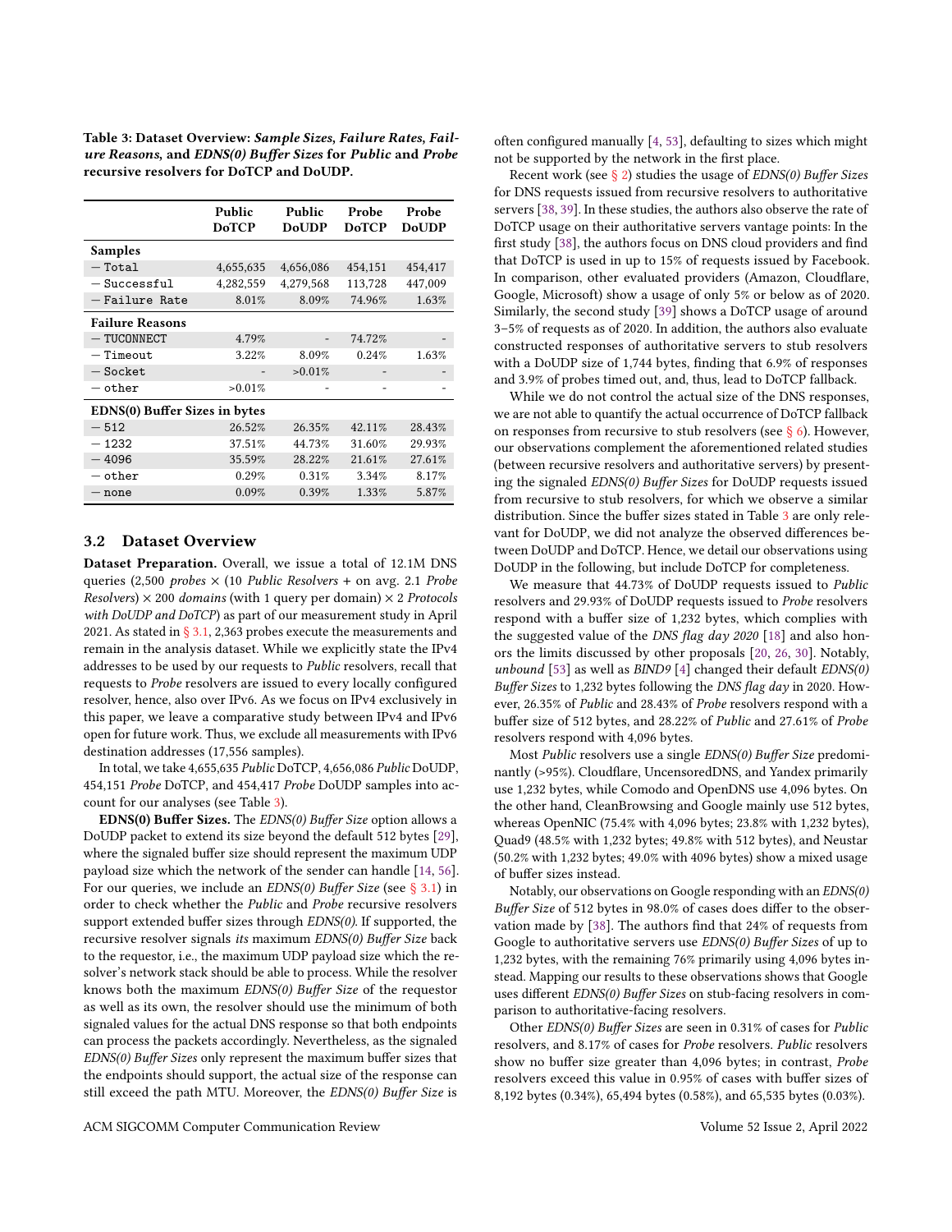**Table 3: Dataset Overview: *Sample Sizes, Failure Rates, Failure Reasons,* and *EDNS(0) Buffer Sizes* for *Public* and *Probe* recursive resolvers for DoTCP and DoUDP.**

| | Public DoTCP | Public DoUDP | Probe DoTCP | Probe DoUDP |
|---|---|---|---|---|
| **Samples** | | | | |
| — Total | 4,655,635 | 4,656,086 | 454,151 | 454,417 |
| — Successful | 4,282,559 | 4,279,568 | 113,728 | 447,009 |
| — Failure Rate | 8.01% | 8.09% | 74.96% | 1.63% |
| **Failure Reasons** | | | | |
| — TUCONNECT | 4.79% | - | 74.72% | - |
| — Timeout | 3.22% | 8.09% | 0.24% | 1.63% |
| — Socket | - | >0.01% | - | - |
| — other | >0.01% | - | - | - |
| **EDNS(0) Buffer Sizes in bytes** | | | | |
| — 512 | 26.52% | 26.35% | 42.11% | 28.43% |
| — 1232 | 37.51% | 44.73% | 31.60% | 29.93% |
| — 4096 | 35.59% | 28.22% | 21.61% | 27.61% |
| — other | 0.29% | 0.31% | 3.34% | 8.17% |
| — none | 0.09% | 0.39% | 1.33% | 5.87% |

## 3.2 Dataset Overview

**Dataset Preparation.** Overall, we issue a total of 12.1M DNS queries (2,500 *probes* × (10 *Public Resolvers* + on avg. 2.1 *Probe Resolvers*) × 200 *domains* (with 1 query per domain) × 2 *Protocols with DoUDP and DoTCP*) as part of our measurement study in April 2021. As stated in § 3.1, 2,363 probes execute the measurements and remain in the analysis dataset. While we explicitly state the IPv4 addresses to be used by our requests to *Public* resolvers, recall that requests to *Probe* resolvers are issued to every locally configured resolver, hence, also over IPv6. As we focus on IPv4 exclusively in this paper, we leave a comparative study between IPv4 and IPv6 open for future work. Thus, we exclude all measurements with IPv6 destination addresses (17,556 samples).

In total, we take 4,655,635 *Public* DoTCP, 4,656,086 *Public* DoUDP, 454,151 *Probe* DoTCP, and 454,417 *Probe* DoUDP samples into account for our analyses (see Table 3).

**EDNS(0) Buffer Sizes.** The *EDNS(0) Buffer Size* option allows a DoUDP packet to extend its size beyond the default 512 bytes [29], where the signaled buffer size should represent the maximum UDP payload size which the network of the sender can handle [14, 56]. For our queries, we include an *EDNS(0) Buffer Size* (see § 3.1) in order to check whether the *Public* and *Probe* recursive resolvers support extended buffer sizes through *EDNS(0)*. If supported, the recursive resolver signals *its* maximum *EDNS(0) Buffer Size* back to the requestor, i.e., the maximum UDP payload size which the resolver's network stack should be able to process. While the resolver knows both the maximum *EDNS(0) Buffer Size* of the requestor as well as its own, the resolver should use the minimum of both signaled values for the actual DNS response so that both endpoints can process the packets accordingly. Nevertheless, as the signaled *EDNS(0) Buffer Sizes* only represent the maximum buffer sizes that the endpoints should support, the actual size of the response can still exceed the path MTU. Moreover, the *EDNS(0) Buffer Size* is often configured manually [4, 53], defaulting to sizes which might not be supported by the network in the first place.

Recent work (see § 2) studies the usage of *EDNS(0) Buffer Sizes* for DNS requests issued from recursive resolvers to authoritative servers [38, 39]. In these studies, the authors also observe the rate of DoTCP usage on their authoritative servers vantage points: In the first study [38], the authors focus on DNS cloud providers and find that DoTCP is used in up to 15% of requests issued by Facebook. In comparison, other evaluated providers (Amazon, Cloudflare, Google, Microsoft) show a usage of only 5% or below as of 2020. Similarly, the second study [39] shows a DoTCP usage of around 3–5% of requests as of 2020. In addition, the authors also evaluate constructed responses of authoritative servers to stub resolvers with a DoUDP size of 1,744 bytes, finding that 6.9% of responses and 3.9% of probes timed out, and, thus, lead to DoTCP fallback.

While we do not control the actual size of the DNS responses, we are not able to quantify the actual occurrence of DoTCP fallback on responses from recursive to stub resolvers (see § 6). However, our observations complement the aforementioned related studies (between recursive servers and authoritative servers) by presenting the signaled *EDNS(0) Buffer Sizes* for DoUDP requests issued from recursive to stub resolvers, for which we observe a similar distribution. Since the buffer sizes stated in Table 3 are only relevant for DoUDP, we did not analyze the observed differences between DoUDP and DoTCP. Hence, we detail our observations using DoUDP in the following, but include DoTCP for completeness.

We measure that 44.73% of DoUDP requests issued to *Public* resolvers and 29.93% of DoUDP requests issued to *Probe* resolvers respond with a buffer size of 1,232 bytes, which complies with the suggested value of the *DNS flag day 2020* [18] and also honors the limits discussed by other proposals [20, 26, 30]. Notably, *unbound* [53] as well as *BIND9* [4] changed their default *EDNS(0) Buffer Sizes* to 1,232 bytes following the *DNS flag day* in 2020. However, 26.35% of *Public* and 28.43% of *Probe* resolvers respond with a buffer size of 512 bytes, and 28.22% of *Public* and 27.61% of *Probe* resolvers respond with 4,096 bytes.

Most *Public* resolvers use a single *EDNS(0) Buffer Size* predominantly (>95%). Cloudflare, UncensoredDNS, and Yandex primarily use 1,232 bytes, while Comodo and OpenDNS use 4,096 bytes. On the other hand, CleanBrowsing and Google mainly use 512 bytes, whereas OpenNIC (75.4% with 4,096 bytes; 23.8% with 1,232 bytes), Quad9 (48.5% with 1,232 bytes; 49.8% with 512 bytes), and Neustar (50.2% with 1,232 bytes; 49.0% with 4096 bytes) show a mixed usage of buffer sizes instead.

Notably, our observations on Google responding with an *EDNS(0) Buffer Size* of 512 bytes in 98.0% of cases does differ to the observation made by [38]. The authors find that 24% of requests from Google to authoritative servers use *EDNS(0) Buffer Sizes* of up to 1,232 bytes, with the remaining 76% primarily using 4,096 bytes instead. Mapping our results to these observations shows that Google uses different *EDNS(0) Buffer Sizes* on stub-facing resolvers in comparison to authoritative-facing resolvers.

Other *EDNS(0) Buffer Sizes* are seen in 0.31% of cases for *Public* resolvers, and 8.17% of cases for *Probe* resolvers. *Public* resolvers show no buffer size greater than 4,096 bytes; in contrast, *Probe* resolvers exceed this value in 0.95% of cases with buffer sizes of 8,192 bytes (0.34%), 65,494 bytes (0.58%), and 65,535 bytes (0.03%).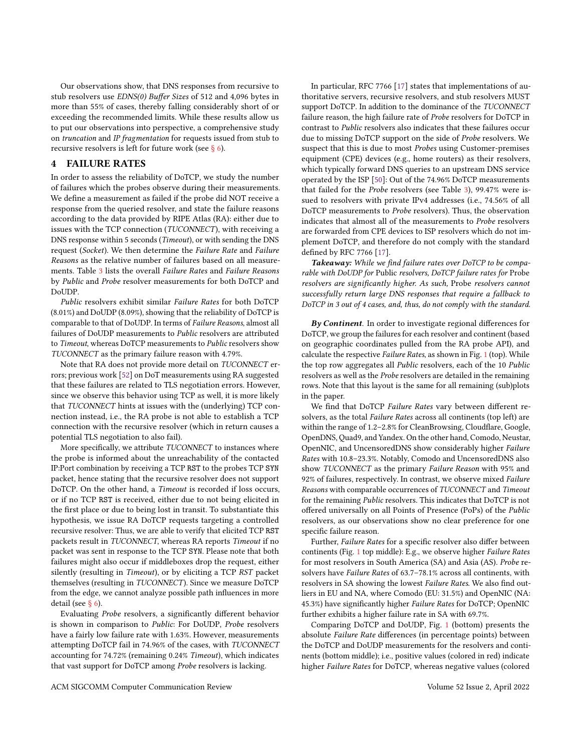Our observations show, that DNS responses from recursive to stub resolvers use *EDNS(0) Buffer Sizes* of 512 and 4,096 bytes in more than 55% of cases, thereby falling considerably short of or exceeding the recommended limits. While these results allow us to put our observations into perspective, a comprehensive study on *truncation* and *IP fragmentation* for requests issued from stub to recursive resolvers is left for future work (see § 6).

## 4 FAILURE RATES

In order to assess the reliability of DoTCP, we study the number of failures which the probes observe during their measurements. We define a measurement as failed if the probe did NOT receive a response from the queried resolver, and state the failure reasons according to the data provided by RIPE Atlas (RA): either due to issues with the TCP connection (*TUCONNECT*), with receiving a DNS response within 5 seconds (*Timeout*), or with sending the DNS request (*Socket*). We then determine the *Failure Rate* and *Failure Reasons* as the relative number of failures based on all measurements. Table 3 lists the overall *Failure Rates* and *Failure Reasons* by *Public* and *Probe* resolver measurements for both DoTCP and DoUDP.

*Public* resolvers exhibit similar *Failure Rates* for both DoTCP (8.01%) and DoUDP (8.09%), showing that the reliability of DoTCP is comparable to that of DoUDP. In terms of *Failure Reasons*, almost all failures of DoUDP measurements to *Public* resolvers are attributed to *Timeout*, whereas DoTCP measurements to *Public* resolvers show *TUCONNECT* as the primary failure reason with 4.79%.

Note that RA does not provide more detail on *TUCONNECT* errors; previous work [52] on DoT measurements using RA suggested that these failures are related to TLS negotiation errors. However, since we observe this behavior using TCP as well, it is more likely that *TUCONNECT* hints at issues with the (underlying) TCP connection instead, i.e., the RA probe is not able to establish a TCP connection with the recursive resolver (which in return causes a potential TLS negotiation to also fail).

More specifically, we attribute *TUCONNECT* to instances where the probe is informed about the unreachability of the contacted IP:Port combination by receiving a TCP `RST` to the probes TCP `SYN` packet, hence stating that the recursive resolver does not support DoTCP. On the other hand, a *Timeout* is recorded if loss occurs, or if no TCP `RST` is received, either due to not being elicited in the first place or due to being lost in transit. To substantiate this hypothesis, we issue RA DoTCP requests targeting a controlled recursive resolver: Thus, we are able to verify that elicited TCP `RST` packets result in *TUCONNECT*, whereas RA reports *Timeout* if no packet was sent in response to the TCP `SYN`. Please note that both failures might also occur if middleboxes drop the request, either silently (resulting in *Timeout*), or by eliciting a TCP *RST* packet themselves (resulting in *TUCONNECT*). Since we measure DoTCP from the edge, we cannot analyze possible path influences in more detail (see § 6).

Evaluating *Probe* resolvers, a significantly different behavior is shown in comparison to *Public*: For DoUDP, *Probe* resolvers have a fairly low failure rate with 1.63%. However, measurements attempting DoTCP fail in 74.96% of the cases, with *TUCONNECT* accounting for 74.72% (remaining 0.24% *Timeout*), which indicates that vast support for DoTCP among *Probe* resolvers is lacking.

In particular, RFC 7766 [17] states that implementations of authoritative servers, recursive resolvers, and stub resolvers MUST support DoTCP. In addition to the dominance of the *TUCONNECT* failure reason, the high failure rate of *Probe* resolvers for DoTCP in contrast to *Public* resolvers also indicates that these failures occur due to missing DoTCP support on the side of *Probe* resolvers. We suspect that this is due to most *Probes* using Customer-premises equipment (CPE) devices (e.g., home routers) as their resolvers, which typically forward DNS queries to an upstream DNS service operated by the ISP [50]: Out of the 74.96% DoTCP measurements that failed for the *Probe* resolvers (see Table 3), 99.47% were issued to resolvers with private IPv4 addresses (i.e., 74.56% of all DoTCP measurements to *Probe* resolvers). Thus, the observation indicates that almost all of the measurements to *Probe* resolvers are forwarded from CPE devices to ISP resolvers which do not implement DoTCP, and therefore do not comply with the standard defined by RFC 7766 [17].

***Takeaway:*** *While we find failure rates over DoTCP to be comparable with DoUDP for* Public *resolvers, DoTCP failure rates for* Probe *resolvers are significantly higher. As such,* Probe *resolvers cannot successfully return large DNS responses that require a fallback to DoTCP in 3 out of 4 cases, and, thus, do not comply with the standard.*

***By Continent***. In order to investigate regional differences for DoTCP, we group the failures for each resolver and continent (based on geographic coordinates pulled from the RA probe API), and calculate the respective *Failure Rates*, as shown in Fig. 1 (top). While the top row aggregates all *Public* resolvers, each of the 10 *Public* resolvers as well as the *Probe* resolvers are detailed in the remaining rows. Note that this layout is the same for all remaining (sub)plots in the paper.

We find that DoTCP *Failure Rates* vary between different resolvers, as the total *Failure Rates* across all continents (top left) are within the range of 1.2–2.8% for CleanBrowsing, Cloudflare, Google, OpenDNS, Quad9, and Yandex. On the other hand, Comodo, Neustar, OpenNIC, and UncensoredDNS show considerably higher *Failure Rates* with 10.8–23.3%. Notably, Comodo and UncensoredDNS also show *TUCONNECT* as the primary *Failure Reason* with 95% and 92% of failures, respectively. In contrast, we observe mixed *Failure Reasons* with comparable occurrences of *TUCONNECT* and *Timeout* for the remaining *Public* resolvers. This indicates that DoTCP is not offered universally on all Points of Presence (PoPs) of the *Public* resolvers, as our observations show no clear preference for one specific failure reason.

Further, *Failure Rates* for a specific resolver also differ between continents (Fig. 1 top middle): E.g., we observe higher *Failure Rates* for most resolvers in South America (SA) and Asia (AS). *Probe* resolvers have *Failure Rates* of 63.7–78.1% across all continents, with resolvers in SA showing the lowest *Failure Rates*. We also find outliers in EU and NA, where Comodo (EU: 31.5%) and OpenNIC (NA: 45.3%) have significantly higher *Failure Rates* for DoTCP; OpenNIC further exhibits a higher failure rate in SA with 69.7%.

Comparing DoTCP and DoUDP, Fig. 1 (bottom) presents the absolute *Failure Rate* differences (in percentage points) between the DoTCP and DoUDP measurements for the resolvers and continents (bottom middle); i.e., positive values (colored in red) indicate higher *Failure Rates* for DoTCP, whereas negative values (colored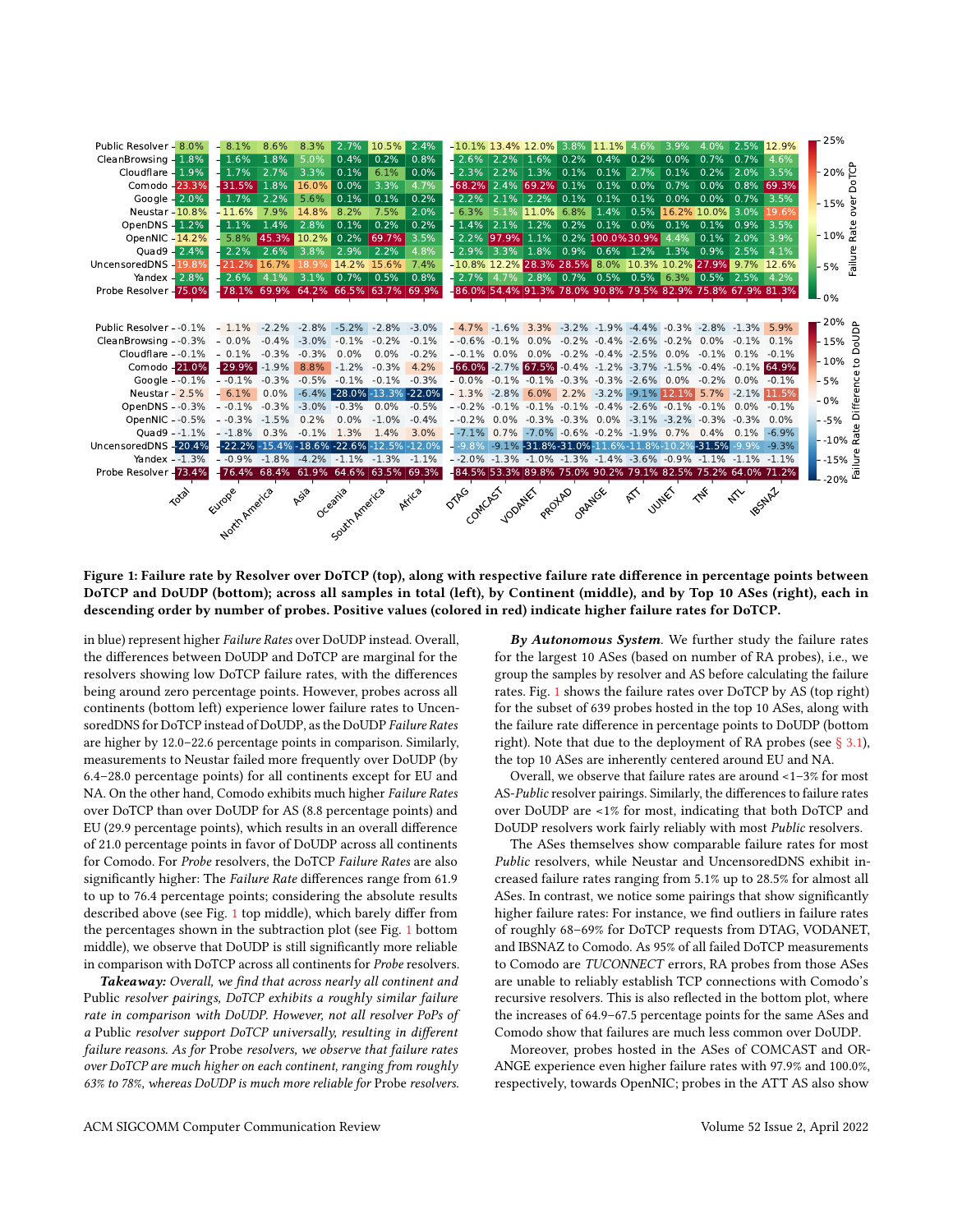| | Total | Europe | North America | Asia | Oceania | South America | Africa | DTAG | COMCAST | VODANET | PROXAD | ORANGE | ATT | UUNET | TNF | NTL | IBSNAZ |
|---|---|---|---|---|---|---|---|---|---|---|---|---|---|---|---|---|---|
| Public Resolver | 8.0% | 8.1% | 8.6% | 8.3% | 2.7% | 10.5% | 2.4% | 10.1% | 13.4% | 12.0% | 3.8% | 11.1% | 4.6% | 3.9% | 4.0% | 2.5% | 12.9% |
| CleanBrowsing | 1.8% | 1.6% | 1.8% | 5.0% | 0.4% | 0.2% | 0.8% | 2.6% | 2.2% | 1.6% | 0.2% | 0.4% | 0.2% | 0.0% | 0.7% | 0.7% | 4.6% |
| Cloudflare | 1.9% | 1.7% | 2.7% | 3.3% | 0.1% | 6.1% | 0.0% | 2.3% | 2.2% | 1.3% | 0.1% | 0.1% | 2.7% | 0.1% | 0.2% | 2.0% | 3.5% |
| Comodo | 23.3% | 31.5% | 1.8% | 16.0% | 0.0% | 3.3% | 4.7% | 68.2% | 2.4% | 69.2% | 0.1% | 0.1% | 0.0% | 0.7% | 0.0% | 0.8% | 69.3% |
| Google | 2.0% | 1.7% | 2.2% | 5.6% | 0.1% | 0.1% | 0.2% | 2.2% | 2.1% | 2.2% | 0.1% | 0.1% | 0.1% | 0.0% | 0.0% | 0.7% | 3.5% |
| Neustar | 10.8% | 11.6% | 7.9% | 14.8% | 8.2% | 7.5% | 2.0% | 6.3% | 5.1% | 11.0% | 6.8% | 1.4% | 0.5% | 16.2% | 10.0% | 3.0% | 19.6% |
| OpenDNS | 1.2% | 1.1% | 1.4% | 2.8% | 0.1% | 0.2% | 0.2% | 1.4% | 2.1% | 1.2% | 0.2% | 0.1% | 0.0% | 0.1% | 0.1% | 0.9% | 3.5% |
| OpenNIC | 14.2% | 5.8% | 45.3% | 10.2% | 0.2% | 69.7% | 3.5% | 2.2% | 97.9% | 1.1% | 0.2% | 100.0% | 30.9% | 4.4% | 0.1% | 2.0% | 3.9% |
| Quad9 | 2.4% | 2.2% | 2.6% | 3.8% | 2.9% | 2.2% | 4.8% | 2.9% | 3.3% | 1.8% | 0.9% | 0.6% | 1.2% | 1.3% | 0.9% | 2.5% | 4.1% |
| UncensoredDNS | 19.8% | 21.2% | 16.7% | 18.9% | 14.2% | 15.6% | 7.4% | 10.8% | 12.2% | 28.3% | 28.5% | 8.0% | 10.3% | 10.2% | 27.9% | 9.7% | 12.6% |
| Yandex | 2.8% | 2.6% | 4.1% | 3.1% | 0.7% | 0.5% | 0.8% | 2.7% | 4.7% | 2.8% | 0.7% | 0.5% | 0.5% | 6.3% | 0.5% | 2.5% | 4.2% |
| Probe Resolver | 75.0% | 78.1% | 69.9% | 64.2% | 66.5% | 63.7% | 69.9% | 86.0% | 54.4% | 91.3% | 78.0% | 90.8% | 79.5% | 82.9% | 75.8% | 67.9% | 81.3% |

| | Total | Europe | North America | Asia | Oceania | South America | Africa | DTAG | COMCAST | VODANET | PROXAD | ORANGE | ATT | UUNET | TNF | NTL | IBSNAZ |
|---|---|---|---|---|---|---|---|---|---|---|---|---|---|---|---|---|---|
| Public Resolver | -0.1% | 1.1% | -2.2% | -2.8% | -5.2% | -2.8% | -3.0% | 4.7% | -1.6% | 3.3% | -3.2% | -1.9% | -4.4% | -0.3% | -2.8% | -1.3% | 5.9% |
| CleanBrowsing | -0.3% | 0.0% | -0.4% | -3.0% | -0.1% | -0.2% | -0.1% | -0.6% | -0.1% | 0.0% | -0.2% | -0.4% | -2.6% | -0.2% | 0.0% | -0.1% | 0.1% |
| Cloudflare | -0.1% | 0.1% | -0.3% | -0.3% | 0.0% | 0.0% | -0.2% | -0.1% | 0.0% | 0.0% | -0.2% | -0.4% | -2.5% | 0.0% | -0.1% | 0.1% | -0.1% |
| Comodo | 21.0% | 29.9% | -1.9% | 8.8% | -1.2% | -0.3% | 4.2% | 66.0% | -2.7% | 67.5% | -0.4% | -1.2% | -3.7% | -1.5% | -0.4% | -0.1% | 64.9% |
| Google | -0.1% | -0.1% | -0.3% | -0.5% | -0.1% | -0.1% | -0.3% | 0.0% | -0.1% | -0.1% | -0.3% | -0.3% | -2.6% | 0.0% | -0.2% | 0.0% | -0.1% |
| Neustar | 2.5% | 6.1% | 0.0% | -6.4% | -28.0% | -13.3% | -22.0% | 1.3% | -2.8% | 6.0% | 2.2% | -3.2% | -9.1% | 12.1% | 5.7% | -2.1% | 11.5% |
| OpenDNS | -0.3% | -0.1% | -0.3% | -3.0% | -0.3% | 0.0% | -0.5% | -0.2% | -0.1% | -0.1% | -0.1% | -0.4% | -2.6% | -0.1% | -0.1% | 0.0% | -0.1% |
| OpenNIC | -0.5% | -0.3% | -1.5% | 0.2% | 0.0% | -1.0% | -0.4% | -0.2% | 0.0% | -0.3% | -0.3% | 0.0% | -3.1% | -3.2% | -0.3% | -0.3% | 0.0% |
| Quad9 | -1.1% | -1.8% | 0.3% | -0.1% | 1.3% | 1.4% | 3.0% | -7.1% | 0.7% | -7.0% | -0.6% | -0.2% | -1.9% | 0.7% | 0.4% | 0.1% | -6.9% |
| UncensoredDNS | -20.4% | -22.2% | -15.4% | -18.6% | -22.6% | -12.5% | -12.0% | -9.8% | -9.1% | -31.8% | -31.0% | -11.6% | -11.8% | -10.2% | -31.5% | -9.9% | -9.3% |
| Yandex | -1.3% | -0.9% | -1.8% | -4.2% | -1.1% | -1.3% | -1.1% | -2.0% | -1.3% | -1.0% | -1.3% | -1.4% | -3.6% | -0.9% | -1.1% | -1.1% | -1.1% |
| Probe Resolver | 73.4% | 76.4% | 68.4% | 61.9% | 64.6% | 63.5% | 69.3% | 84.5% | 53.3% | 89.8% | 75.0% | 90.2% | 79.1% | 82.5% | 75.2% | 64.0% | 71.2% |

**Figure 1: Failure rate by Resolver over DoTCP (top), along with respective failure rate difference in percentage points between DoTCP and DoUDP (bottom); across all samples in total (left), by Continent (middle), and by Top 10 ASes (right), each in descending order by number of probes. Positive values (colored in red) indicate higher failure rates for DoTCP.**

in blue) represent higher *Failure Rates* over DoUDP instead. Overall, the differences between DoUDP and DoTCP are marginal for the resolvers showing low DoTCP failure rates, with the differences being around zero percentage points. However, probes across all continents (bottom left) experience lower failure rates to UncensoredDNS for DoTCP instead of DoUDP, as the DoUDP *Failure Rates* are higher by 12.0–22.6 percentage points in comparison. Similarly, measurements to Neustar failed more frequently over DoUDP (by 6.4–28.0 percentage points) for all continents except for EU and NA. On the other hand, Comodo exhibits much higher *Failure Rates* over DoTCP than over DoUDP for AS (8.8 percentage points) and EU (29.9 percentage points), which results in an overall difference of 21.0 percentage points in favor of DoUDP across all continents for Comodo. For *Probe* resolvers, the DoTCP *Failure Rates* are also significantly higher: The *Failure Rate* differences range from 61.9 to up to 76.4 percentage points; considering the absolute results described above (see Fig. 1 top middle), which barely differ from the percentages shown in the subtraction plot (see Fig. 1 bottom middle), we observe that DoUDP is still significantly more reliable in comparison with DoTCP across all continents for *Probe* resolvers.

***Takeaway:*** *Overall, we find that across nearly all continent and* Public *resolver pairings, DoTCP exhibits a roughly similar failure rate in comparison with DoUDP. However, not all resolver PoPs of a* Public *resolver support DoTCP universally, resulting in different failure reasons. As for* Probe *resolvers, we observe that failure rates over DoTCP are much higher on each continent, ranging from roughly 63% to 78%, whereas DoUDP is much more reliable for* Probe *resolvers.*

***By Autonomous System.*** We further study the failure rates for the largest 10 ASes (based on number of RA probes), i.e., we group the samples by resolver and AS before calculating the failure rates. Fig. 1 shows the failure rates over DoTCP by AS (top right) for the subset of 639 probes hosted in the top 10 ASes, along with the failure rate difference in percentage points to DoUDP (bottom right). Note that due to the deployment of RA probes (see § 3.1), the top 10 ASes are inherently centered around EU and NA.

Overall, we observe that failure rates are around <1–3% for most AS-*Public* resolver pairings. Similarly, the differences to failure rates over DoUDP are <1% for most, indicating that both DoTCP and DoUDP resolvers work fairly reliably with most *Public* resolvers.

The ASes themselves show comparable failure rates for most *Public* resolvers, while Neustar and UncensoredDNS exhibit increased failure rates ranging from 5.1% up to 28.5% for almost all ASes. In contrast, we notice some pairings that show significantly higher failure rates: For instance, we find outliers in failure rates of roughly 68–69% for DoTCP requests from DTAG, VODANET, and IBSNAZ to Comodo. As 95% of all failed DoTCP measurements to Comodo are *TUCONNECT* errors, RA probes from those ASes are unable to reliably establish TCP connections with Comodo's recursive resolvers. This is also reflected in the bottom plot, where the increases of 64.9–67.5 percentage points for the same ASes and Comodo show that failures are much less common over DoUDP.

Moreover, probes hosted in the ASes of COMCAST and ORANGE experience even higher failure rates with 97.9% and 100.0%, respectively, towards OpenNIC; probes in the ATT AS also show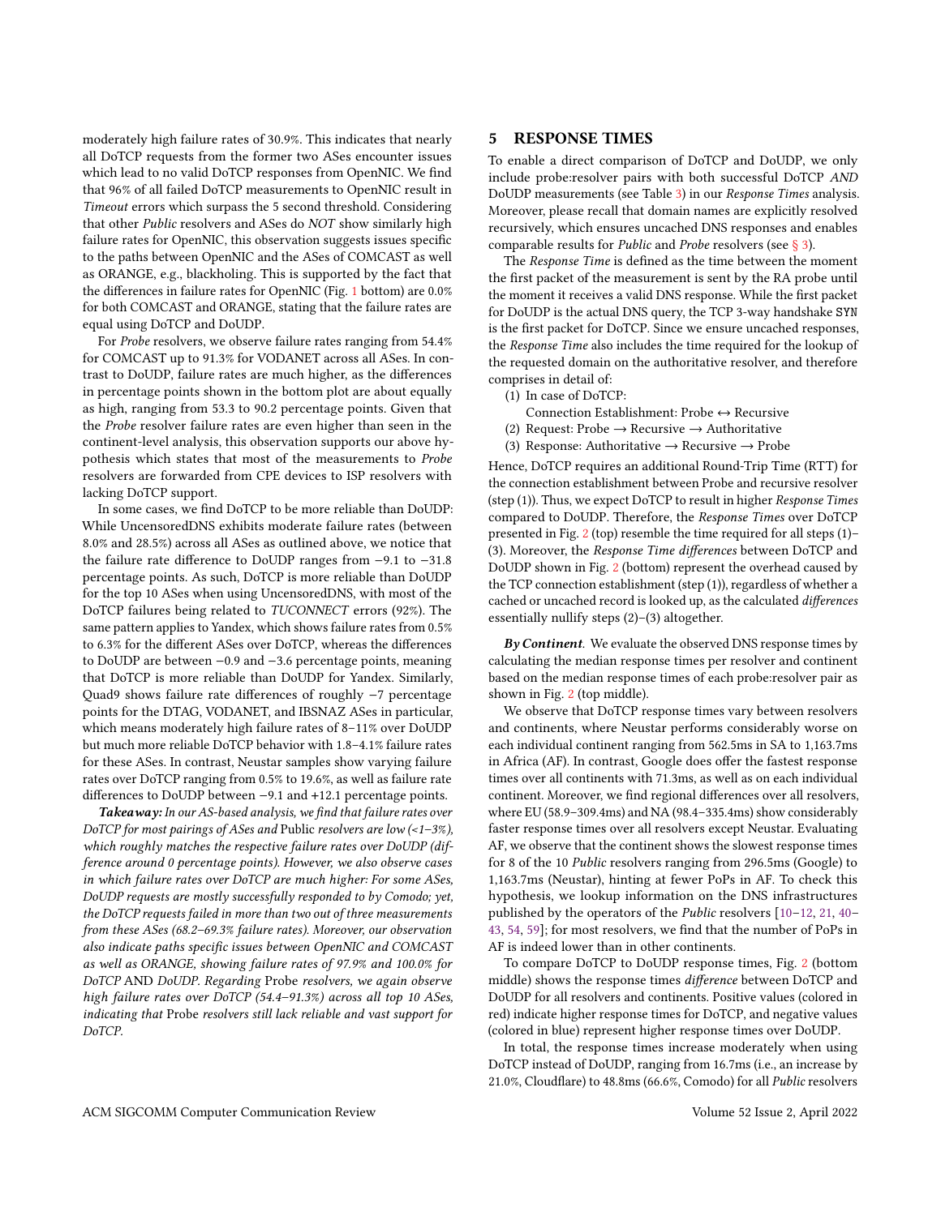moderately high failure rates of 30.9%. This indicates that nearly all DoTCP requests from the former two ASes encounter issues which lead to no valid DoTCP responses from OpenNIC. We find that 96% of all failed DoTCP measurements to OpenNIC result in *Timeout* errors which surpass the 5 second threshold. Considering that other *Public* resolvers and ASes do *NOT* show similarly high failure rates for OpenNIC, this observation suggests issues specific to the paths between OpenNIC and the ASes of COMCAST as well as ORANGE, e.g., blackholing. This is supported by the fact that the differences in failure rates for OpenNIC (Fig. 1 bottom) are 0.0% for both COMCAST and ORANGE, stating that the failure rates are equal using DoTCP and DoUDP.

For *Probe* resolvers, we observe failure rates ranging from 54.4% for COMCAST up to 91.3% for VODANET across all ASes. In contrast to DoUDP, failure rates are much higher, as the differences in percentage points shown in the bottom plot are about equally as high, ranging from 53.3 to 90.2 percentage points. Given that the *Probe* resolver failure rates are even higher than seen in the continent-level analysis, this observation supports our above hypothesis which states that most of the measurements to *Probe* resolvers are forwarded from CPE devices to ISP resolvers with lacking DoTCP support.

In some cases, we find DoTCP to be more reliable than DoUDP: While UncensoredDNS exhibits moderate failure rates (between 8.0% and 28.5%) across all ASes as outlined above, we notice that the failure rate difference to DoUDP ranges from −9.1 to −31.8 percentage points. As such, DoTCP is more reliable than DoUDP for the top 10 ASes when using UncensoredDNS, with most of the DoTCP failures being related to *TUCONNECT* errors (92%). The same pattern applies to Yandex, which shows failure rates from 0.5% to 6.3% for the different ASes over DoTCP, whereas the differences to DoUDP are between −0.9 and −3.6 percentage points, meaning that DoTCP is more reliable than DoUDP for Yandex. Similarly, Quad9 shows failure rate differences of roughly −7 percentage points for the DTAG, VODANET, and IBSNAZ ASes in particular, which means moderately high failure rates of 8–11% over DoUDP but much more reliable DoTCP behavior with 1.8–4.1% failure rates for these ASes. In contrast, Neustar samples show varying failure rates over DoTCP ranging from 0.5% to 19.6%, as well as failure rate differences to DoUDP between −9.1 and +12.1 percentage points.

***Takeaway:*** *In our AS-based analysis, we find that failure rates over DoTCP for most pairings of ASes and* Public *resolvers are low (<1–3%), which roughly matches the respective failure rates over DoUDP (difference around 0 percentage points). However, we also observe cases in which failure rates over DoTCP are much higher: For some ASes, DoUDP requests are mostly successfully responded to by Comodo; yet, the DoTCP requests failed in more than two out of three measurements from these ASes (68.2–69.3% failure rates). Moreover, our observation also indicate paths specific issues between OpenNIC and COMCAST as well as ORANGE, showing failure rates of 97.9% and 100.0% for DoTCP* AND *DoUDP. Regarding* Probe *resolvers, we again observe high failure rates over DoTCP (54.4–91.3%) across all top 10 ASes, indicating that* Probe *resolvers still lack reliable and vast support for DoTCP.*

## 5 RESPONSE TIMES

To enable a direct comparison of DoTCP and DoUDP, we only include probe:resolver pairs with both successful DoTCP *AND* DoUDP measurements (see Table 3) in our *Response Times* analysis. Moreover, please recall that domain names are explicitly resolved recursively, which ensures uncached DNS responses and enables comparable results for *Public* and *Probe* resolvers (see § 3).

The *Response Time* is defined as the time between the moment the first packet of the measurement is sent by the RA probe until the moment it receives a valid DNS response. While the first packet for DoUDP is the actual DNS query, the TCP 3-way handshake `SYN` is the first packet for DoTCP. Since we ensure uncached responses, the *Response Time* also includes the time required for the lookup of the requested domain on the authoritative resolver, and therefore comprises in detail of:

(1) In case of DoTCP:
    Connection Establishment: Probe ↔ Recursive
(2) Request: Probe → Recursive → Authoritative
(3) Response: Authoritative → Recursive → Probe

Hence, DoTCP requires an additional Round-Trip Time (RTT) for the connection establishment between Probe and recursive resolver (step (1)). Thus, we expect DoTCP to result in higher *Response Times* compared to DoUDP. Therefore, the *Response Times* over DoTCP presented in Fig. 2 (top) resemble the time required for all steps (1)–(3). Moreover, the *Response Time differences* between DoTCP and DoUDP shown in Fig. 2 (bottom) represent the overhead caused by the TCP connection establishment (step (1)), regardless of whether a cached or uncached record is looked up, as the calculated *differences* essentially nullify steps (2)–(3) altogether.

***By Continent.*** We evaluate the observed DNS response times by calculating the median response times per resolver and continent based on the median response times of each probe:resolver pair as shown in Fig. 2 (top middle).

We observe that DoTCP response times vary between resolvers and continents, where Neustar performs considerably worse on each individual continent ranging from 562.5ms in SA to 1,163.7ms in Africa (AF). In contrast, Google does offer the fastest response times over all continents with 71.3ms, as well as on each individual continent. Moreover, we find regional differences over all resolvers, where EU (58.9–309.4ms) and NA (98.4–335.4ms) show considerably faster response times over all resolvers except Neustar. Evaluating AF, we observe that the continent shows the slowest response times for 8 of the 10 *Public* resolvers ranging from 296.5ms (Google) to 1,163.7ms (Neustar), hinting at fewer PoPs in AF. To check this hypothesis, we lookup information on the DNS infrastructures published by the operators of the *Public* resolvers [10–12, 21, 40–43, 54, 59]; for most resolvers, we find that the number of PoPs in AF is indeed lower than in other continents.

To compare DoTCP to DoUDP response times, Fig. 2 (bottom middle) shows the response times *difference* between DoTCP and DoUDP for all resolvers and continents. Positive values (colored in red) indicate higher response times for DoTCP, and negative values (colored in blue) represent higher response times over DoUDP.

In total, the response times increase moderately when using DoTCP instead of DoUDP, ranging from 16.7ms (i.e., an increase by 21.0%, Cloudflare) to 48.8ms (66.6%, Comodo) for all *Public* resolvers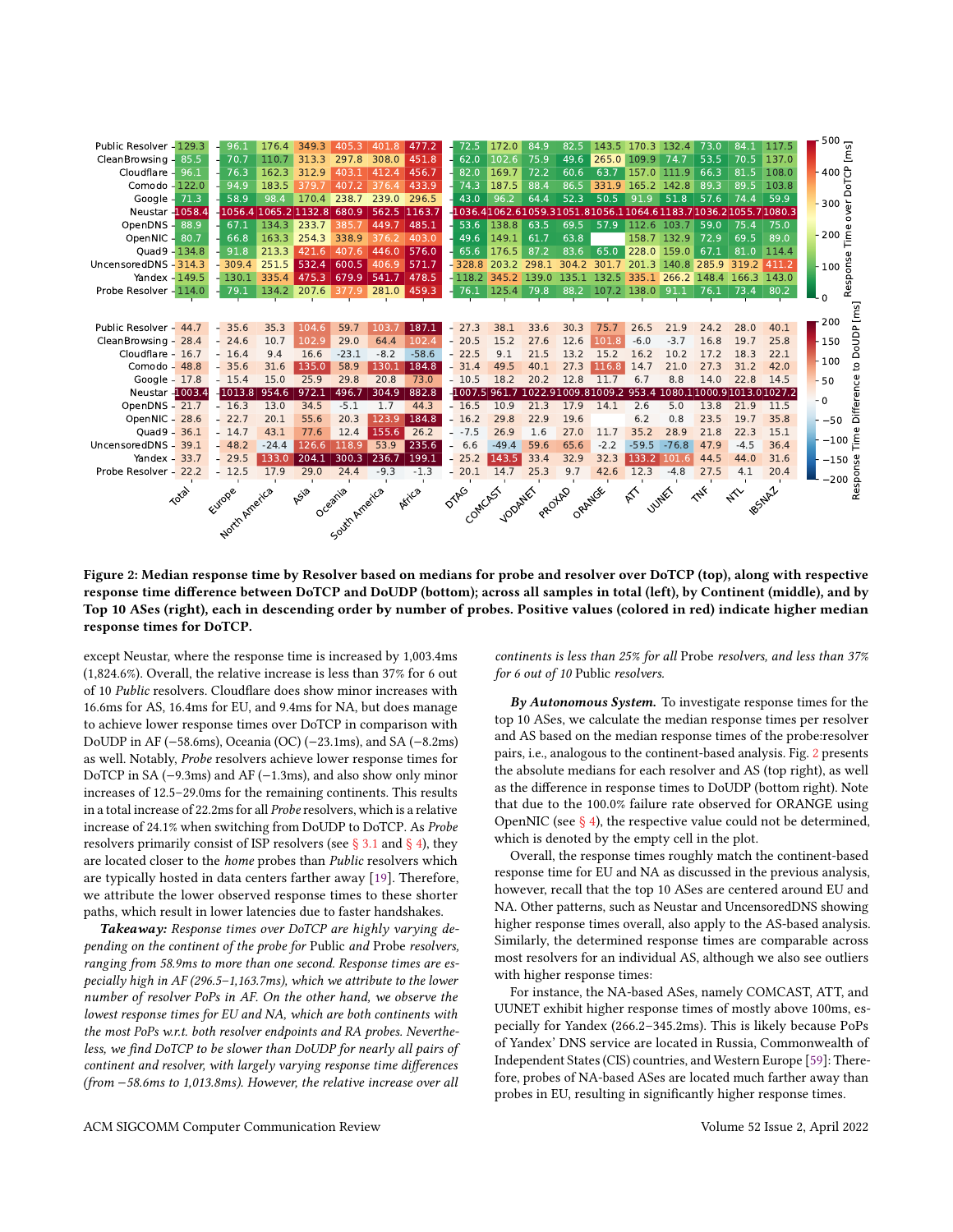| Resolver | Total | Europe | North America | Asia | Oceania | South America | Africa | DTAG | COMCAST | VODANET | PROXAD | ORANGE | ATT | UUNET | TNF | NTL | IBSNAZ |
|---|---|---|---|---|---|---|---|---|---|---|---|---|---|---|---|---|---|
| Public Resolver | 129.3 | 96.1 | 176.4 | 349.3 | 405.3 | 401.8 | 477.2 | 72.5 | 172.0 | 84.9 | 82.5 | 143.5 | 170.3 | 132.4 | 73.0 | 84.1 | 117.5 |
| CleanBrowsing | 85.5 | 70.7 | 110.7 | 313.3 | 297.8 | 308.0 | 451.8 | 62.0 | 102.6 | 75.9 | 49.6 | 265.0 | 109.9 | 74.7 | 53.5 | 70.5 | 137.0 |
| Cloudflare | 96.1 | 76.3 | 162.3 | 312.9 | 403.1 | 412.4 | 456.7 | 82.0 | 169.7 | 72.2 | 60.6 | 63.7 | 157.0 | 111.9 | 66.3 | 81.5 | 108.0 |
| Comodo | 122.0 | 94.9 | 183.5 | 379.7 | 407.2 | 376.4 | 433.9 | 74.3 | 187.5 | 88.4 | 86.5 | 331.9 | 165.2 | 142.8 | 89.3 | 89.5 | 103.8 |
| Google | 71.3 | 58.9 | 98.4 | 170.4 | 238.7 | 239.0 | 296.5 | 43.0 | 96.2 | 64.4 | 52.3 | 50.5 | 91.9 | 51.8 | 57.6 | 74.4 | 59.9 |
| Neustar | 1058.4 | 1056.4 | 1065.2 | 1132.8 | 680.9 | 562.5 | 1163.7 | 1036.4 | 1062.6 | 1059.3 | 1051.8 | 1056.1 | 1064.6 | 1183.7 | 1036.2 | 1055.7 | 1080.3 |
| OpenDNS | 88.9 | 67.1 | 134.3 | 233.7 | 385.7 | 449.7 | 485.1 | 53.6 | 138.8 | 63.5 | 69.5 | 57.9 | 112.6 | 103.7 | 59.0 | 75.4 | 75.0 |
| OpenNIC | 80.7 | 66.8 | 163.3 | 254.3 | 338.9 | 376.2 | 403.0 | 49.6 | 149.1 | 61.7 | 63.8 | | 158.7 | 132.9 | 72.9 | 69.5 | 89.0 |
| Quad9 | 134.8 | 91.8 | 213.3 | 421.6 | 407.6 | 446.0 | 576.0 | 65.6 | 176.5 | 87.2 | 83.6 | 65.0 | 228.0 | 159.0 | 67.1 | 81.0 | 114.4 |
| UncensoredDNS | 314.3 | 309.4 | 251.5 | 532.4 | 600.5 | 406.9 | 571.7 | 328.8 | 203.2 | 298.1 | 304.2 | 301.7 | 201.3 | 140.8 | 285.9 | 319.2 | 411.2 |
| Yandex | 149.5 | 130.1 | 335.4 | 475.3 | 679.9 | 541.7 | 478.5 | 118.2 | 345.2 | 139.0 | 135.1 | 132.5 | 335.1 | 266.2 | 148.4 | 166.3 | 143.0 |
| Probe Resolver | 114.0 | 79.1 | 134.2 | 207.6 | 377.9 | 281.0 | 459.3 | 76.1 | 125.4 | 79.8 | 88.2 | 107.2 | 138.0 | 91.1 | 76.1 | 73.4 | 80.2 |

| Resolver | Total | Europe | North America | Asia | Oceania | South America | Africa | DTAG | COMCAST | VODANET | PROXAD | ORANGE | ATT | UUNET | TNF | NTL | IBSNAZ |
|---|---|---|---|---|---|---|---|---|---|---|---|---|---|---|---|---|---|
| Public Resolver | 44.7 | 35.6 | 35.3 | 104.6 | 59.7 | 103.7 | 187.1 | 27.3 | 38.1 | 33.6 | 30.3 | 75.7 | 26.5 | 21.9 | 24.2 | 28.0 | 40.1 |
| CleanBrowsing | 28.4 | 24.6 | 10.7 | 102.9 | 29.0 | 64.4 | 102.4 | 20.5 | 15.2 | 27.6 | 12.6 | 101.8 | -6.0 | -3.7 | 16.8 | 19.7 | 25.8 |
| Cloudflare | 16.7 | 16.4 | 9.4 | 16.6 | -23.1 | -8.2 | -58.6 | 22.5 | 9.1 | 21.5 | 13.2 | 15.2 | 16.2 | 10.2 | 17.2 | 18.3 | 22.1 |
| Comodo | 48.8 | 35.6 | 31.6 | 135.0 | 58.9 | 130.1 | 184.8 | 31.4 | 49.5 | 40.1 | 27.3 | 116.8 | 14.7 | 21.0 | 27.3 | 31.2 | 42.0 |
| Google | 17.8 | 15.4 | 15.0 | 25.9 | 29.8 | 20.8 | 73.0 | 10.5 | 18.2 | 20.2 | 12.8 | 11.7 | 6.7 | 8.8 | 14.0 | 22.8 | 14.5 |
| Neustar | 1003.4 | 1013.8 | 954.6 | 972.1 | 496.7 | 304.9 | 882.8 | 1007.5 | 961.7 | 1022.9 | 1009.8 | 1009.2 | 953.4 | 1080.1 | 1000.9 | 1013.0 | 1027.2 |
| OpenDNS | 21.7 | 16.3 | 13.0 | 34.5 | -5.1 | 1.7 | 44.3 | 16.5 | 10.9 | 21.3 | 17.9 | 14.1 | 2.6 | 5.0 | 13.8 | 21.9 | 11.5 |
| OpenNIC | 28.6 | 22.7 | 20.1 | 55.6 | 20.3 | 123.9 | 184.8 | 16.2 | 29.8 | 22.9 | 19.6 | | 6.2 | 0.8 | 23.5 | 18.3 | 35.8 |
| Quad9 | 36.1 | 14.7 | 43.1 | 77.6 | 12.4 | 155.6 | 26.2 | -7.5 | 26.9 | 1.6 | 27.0 | 11.7 | 35.2 | 28.9 | 21.8 | 22.3 | 15.1 |
| UncensoredDNS | 39.1 | 48.2 | -24.4 | 126.6 | 118.9 | 53.9 | 235.6 | 6.6 | -49.4 | 59.6 | 65.6 | -2.2 | -59.5 | -76.8 | 47.9 | -4.5 | 36.4 |
| Yandex | 33.7 | 29.5 | 133.0 | 204.1 | 300.3 | 236.7 | 199.1 | 25.2 | 143.5 | 33.4 | 32.9 | 32.3 | 133.2 | 101.6 | 44.5 | 44.0 | 31.6 |
| Probe Resolver | 22.2 | 12.5 | 17.9 | 29.0 | 24.4 | -9.3 | -1.3 | 20.1 | 14.7 | 25.3 | 9.7 | 42.6 | 12.3 | -4.8 | 27.5 | 4.1 | 20.4 |

**Figure 2: Median response time by Resolver based on medians for probe and resolver over DoTCP (top), along with respective response time difference between DoTCP and DoUDP (bottom); across all samples in total (left), by Continent (middle), and by Top 10 ASes (right), each in descending order by number of probes. Positive values (colored in red) indicate higher median response times for DoTCP.**

except Neustar, where the response time is increased by 1,003.4ms (1,824.6%). Overall, the relative increase is less than 37% for 6 out of 10 *Public* resolvers. Cloudflare does show minor increases with 16.6ms for AS, 16.4ms for EU, and 9.4ms for NA, but does manage to achieve lower response times over DoTCP in comparison with DoUDP in AF (−58.6ms), Oceania (OC) (−23.1ms), and SA (−8.2ms) as well. Notably, *Probe* resolvers achieve lower response times for DoTCP in SA (−9.3ms) and AF (−1.3ms), and also show only minor increases of 12.5–29.0ms for the remaining continents. This results in a total increase of 22.2ms for all *Probe* resolvers, which is a relative increase of 24.1% when switching from DoUDP to DoTCP. As *Probe* resolvers primarily consist of ISP resolvers (see § 3.1 and § 4), they are located closer to the *home* probes than *Public* resolvers which are typically hosted in data centers farther away [19]. Therefore, we attribute the lower observed response times to these shorter paths, which result in lower latencies due to faster handshakes.

***Takeaway:*** *Response times over DoTCP are highly varying depending on the continent of the probe for* Public *and* Probe *resolvers, ranging from 58.9ms to more than one second. Response times are especially high in AF (296.5–1,163.7ms), which we attribute to the lower number of resolver PoPs in AF. On the other hand, we observe the lowest response times for EU and NA, which are both continents with the most PoPs w.r.t. both resolver endpoints and RA probes. Nevertheless, we find DoTCP to be slower than DoUDP for nearly all pairs of continent and resolver, with largely varying response time differences (from −58.6ms to 1,013.8ms). However, the relative increase over all continents is less than 25% for all* Probe *resolvers, and less than 37% for 6 out of 10* Public *resolvers.*

***By Autonomous System.*** To investigate response times for the top 10 ASes, we calculate the median response times per resolver and AS based on the median response times of the probe:resolver pairs, i.e., analogous to the continent-based analysis. Fig. 2 presents the absolute medians for each resolver and AS (top right), as well as the difference in response times to DoUDP (bottom right). Note that due to the 100.0% failure rate observed for ORANGE using OpenNIC (see § 4), the respective value could not be determined, which is denoted by the empty cell in the plot.

Overall, the response times roughly match the continent-based response time for EU and NA as discussed in the previous analysis, however, recall that the top 10 ASes are centered around EU and NA. Other patterns, such as Neustar and UncensoredDNS showing higher response times overall, also apply to the AS-based analysis. Similarly, the determined response times are comparable across most resolvers for an individual AS, although we also see outliers with higher response times:

For instance, the NA-based ASes, namely COMCAST, ATT, and UUNET exhibit higher response times of mostly above 100ms, especially for Yandex (266.2–345.2ms). This is likely because PoPs of Yandex' DNS service are located in Russia, Commonwealth of Independent States (CIS) countries, and Western Europe [59]: Therefore, probes of NA-based ASes are located much farther away than probes in EU, resulting in significantly higher response times.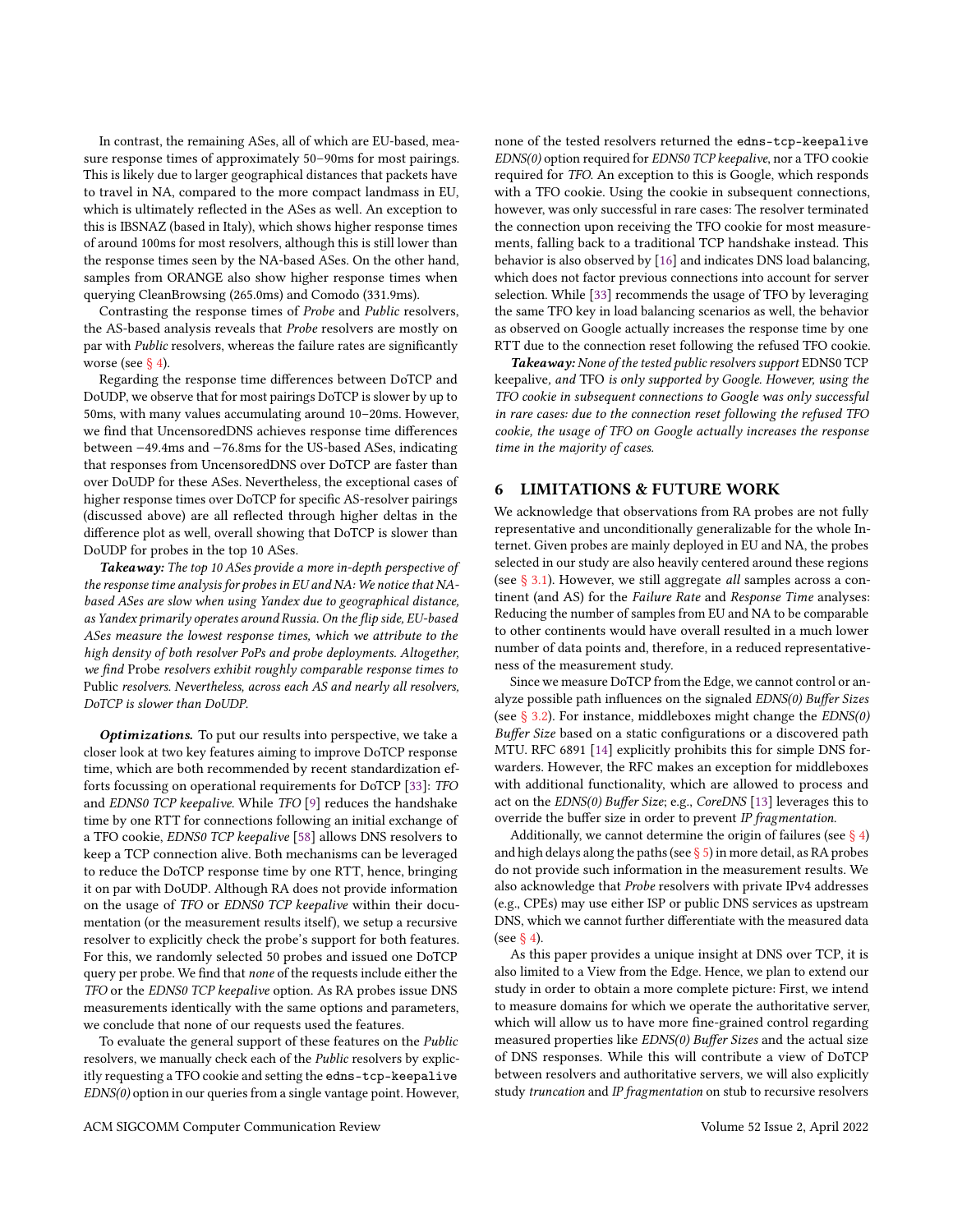In contrast, the remaining ASes, all of which are EU-based, measure response times of approximately 50–90ms for most pairings. This is likely due to larger geographical distances that packets have to travel in NA, compared to the more compact landmass in EU, which is ultimately reflected in the ASes as well. An exception to this is IBSNAZ (based in Italy), which shows higher response times of around 100ms for most resolvers, although this is still lower than the response times seen by the NA-based ASes. On the other hand, samples from ORANGE also show higher response times when querying CleanBrowsing (265.0ms) and Comodo (331.9ms).

Contrasting the response times of *Probe* and *Public* resolvers, the AS-based analysis reveals that *Probe* resolvers are mostly on par with *Public* resolvers, whereas the failure rates are significantly worse (see § 4).

Regarding the response time differences between DoTCP and DoUDP, we observe that for most pairings DoTCP is slower by up to 50ms, with many values accumulating around 10–20ms. However, we find that UncensoredDNS achieves response time differences between −49.4ms and −76.8ms for the US-based ASes, indicating that responses from UncensoredDNS over DoTCP are faster than over DoUDP for these ASes. Nevertheless, the exceptional cases of higher response times over DoTCP for specific AS-resolver pairings (discussed above) are all reflected through higher deltas in the difference plot as well, overall showing that DoTCP is slower than DoUDP for probes in the top 10 ASes.

***Takeaway:*** *The top 10 ASes provide a more in-depth perspective of the response time analysis for probes in EU and NA: We notice that NA-based ASes are slow when using Yandex due to geographical distance, as Yandex primarily operates around Russia. On the flip side, EU-based ASes measure the lowest response times, which we attribute to the high density of both resolver PoPs and probe deployments. Altogether, we find* Probe *resolvers exhibit roughly comparable response times to* Public *resolvers. Nevertheless, across each AS and nearly all resolvers, DoTCP is slower than DoUDP.*

***Optimizations.*** To put our results into perspective, we take a closer look at two key features aiming to improve DoTCP response time, which are both recommended by recent standardization efforts focussing on operational requirements for DoTCP [33]: *TFO* and *EDNS0 TCP keepalive*. While *TFO* [9] reduces the handshake time by one RTT for connections following an initial exchange of a TFO cookie, *EDNS0 TCP keepalive* [58] allows DNS resolvers to keep a TCP connection alive. Both mechanisms can be leveraged to reduce the DoTCP response time by one RTT, hence, bringing it on par with DoUDP. Although RA does not provide information on the usage of *TFO* or *EDNS0 TCP keepalive* within their documentation (or the measurement results itself), we setup a recursive resolver to explicitly check the probe's support for both features. For this, we randomly selected 50 probes and issued one DoTCP query per probe. We find that *none* of the requests include either the *TFO* or the *EDNS0 TCP keepalive* option. As RA probes issue DNS measurements identically with the same options and parameters, we conclude that none of our requests used the features.

To evaluate the general support of these features on the *Public* resolvers, we manually check each of the *Public* resolvers by explicitly requesting a TFO cookie and setting the `edns-tcp-keepalive` *EDNS(0)* option in our queries from a single vantage point. However, none of the tested resolvers returned the `edns-tcp-keepalive` *EDNS(0)* option required for *EDNS0 TCP keepalive*, nor a TFO cookie required for *TFO*. An exception to this is Google, which responds with a TFO cookie. Using the cookie in subsequent connections, however, was only successful in rare cases: The resolver terminated the connection upon receiving the TFO cookie for most measurements, falling back to a traditional TCP handshake instead. This behavior is also observed by [16] and indicates DNS load balancing, which does not factor previous connections into account for server selection. While [33] recommends the usage of TFO by leveraging the same TFO key in load balancing scenarios as well, the behavior as observed on Google actually increases the response time by one RTT due to the connection reset following the refused TFO cookie.

***Takeaway:*** *None of the tested public resolvers support* EDNS0 TCP keepalive*, and* TFO *is only supported by Google. However, using the TFO cookie in subsequent connections to Google was only successful in rare cases: due to the connection reset following the refused TFO cookie, the usage of TFO on Google actually increases the response time in the majority of cases.*

## 6 LIMITATIONS & FUTURE WORK

We acknowledge that observations from RA probes are not fully representative and unconditionally generalizable for the whole Internet. Given probes are mainly deployed in EU and NA, the probes selected in our study are also heavily centered around these regions (see § 3.1). However, we still aggregate *all* samples across a continent (and AS) for the *Failure Rate* and *Response Time* analyses: Reducing the number of samples from EU and NA to be comparable to other continents would have overall resulted in a much lower number of data points and, therefore, in a reduced representativeness of the measurement study.

Since we measure DoTCP from the Edge, we cannot control or analyze possible path influences on the signaled *EDNS(0) Buffer Sizes* (see § 3.2). For instance, middleboxes might change the *EDNS(0) Buffer Size* based on a static configurations or a discovered path MTU. RFC 6891 [14] explicitly prohibits this for simple DNS forwarders. However, the RFC makes an exception for middleboxes with additional functionality, which are allowed to process and act on the *EDNS(0) Buffer Size*; e.g., *CoreDNS* [13] leverages this to override the buffer size in order to prevent *IP fragmentation.*

Additionally, we cannot determine the origin of failures (see § 4) and high delays along the paths (see § 5) in more detail, as RA probes do not provide such information in the measurement results. We also acknowledge that *Probe* resolvers with private IPv4 addresses (e.g., CPEs) may use either ISP or public DNS services as upstream DNS, which we cannot further differentiate with the measured data (see § 4).

As this paper provides a unique insight at DNS over TCP, it is also limited to a View from the Edge. Hence, we plan to extend our study in order to obtain a more complete picture: First, we intend to measure domains for which we operate the authoritative server, which will allow us to have more fine-grained control regarding measured properties like *EDNS(0) Buffer Sizes* and the actual size of DNS responses. While this will contribute a view of DoTCP between resolvers and authoritative servers, we will also explicitly study *truncation* and *IP fragmentation* on stub to recursive resolvers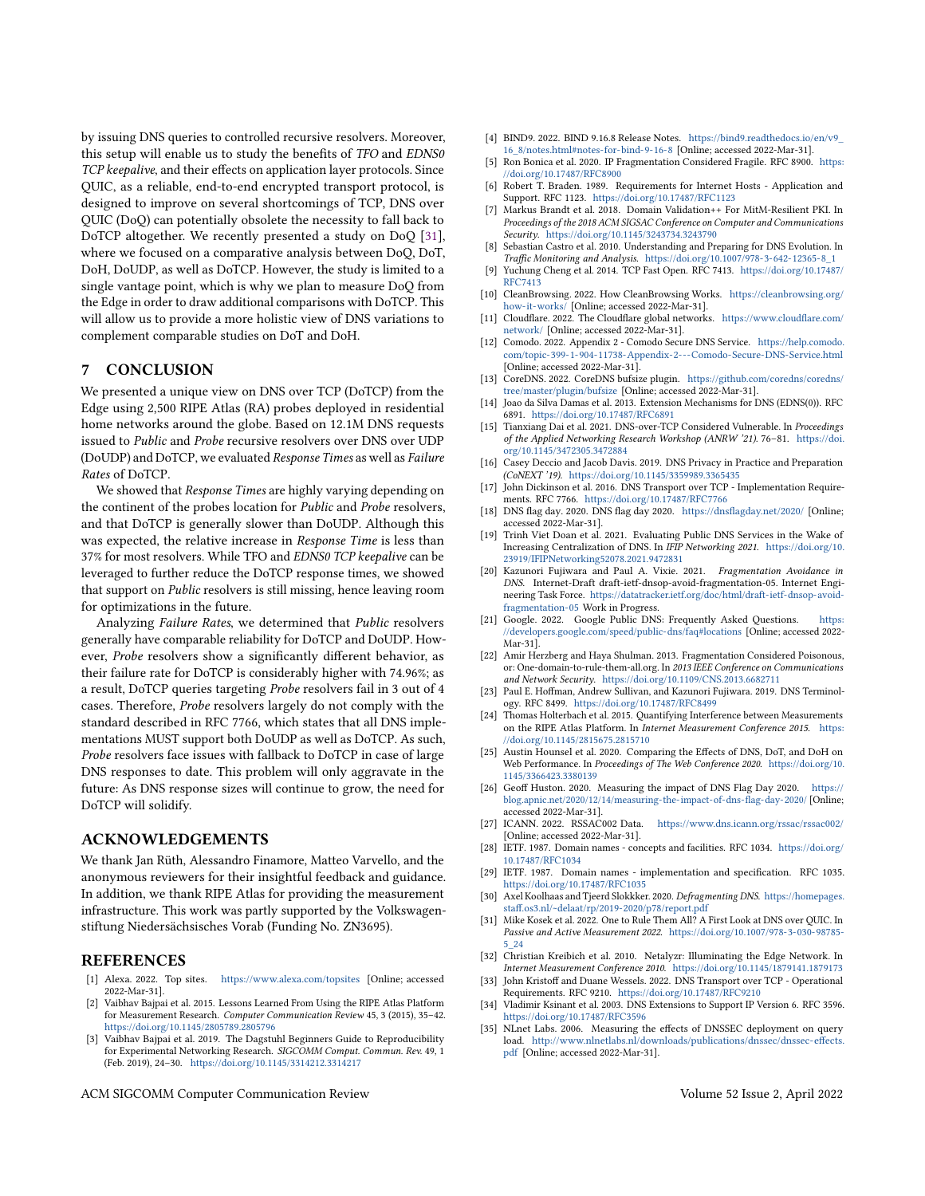by issuing DNS queries to controlled recursive resolvers. Moreover, this setup will enable us to study the benefits of *TFO* and *EDNS0 TCP keepalive*, and their effects on application layer protocols. Since QUIC, as a reliable, end-to-end encrypted transport protocol, is designed to improve on several shortcomings of TCP, DNS over QUIC (DoQ) can potentially obsolete the necessity to fall back to DoTCP altogether. We recently presented a study on DoQ [31], where we focused on a comparative analysis between DoQ, DoT, DoH, DoUDP, as well as DoTCP. However, the study is limited to a single vantage point, which is why we plan to measure DoQ from the Edge in order to draw additional comparisons with DoTCP. This will allow us to provide a more holistic view of DNS variations to complement comparable studies on DoT and DoH.

## 7 CONCLUSION

We presented a unique view on DNS over TCP (DoTCP) from the Edge using 2,500 RIPE Atlas (RA) probes deployed in residential home networks around the globe. Based on 12.1M DNS requests issued to *Public* and *Probe* recursive resolvers over DNS over UDP (DoUDP) and DoTCP, we evaluated *Response Times* as well as *Failure Rates* of DoTCP.

We showed that *Response Times* are highly varying depending on the continent of the probes location for *Public* and *Probe* resolvers, and that DoTCP is generally slower than DoUDP. Although this was expected, the relative increase in *Response Time* is less than 37% for most resolvers. While TFO and *EDNS0 TCP keepalive* can be leveraged to further reduce the DoTCP response times, we showed that support on *Public* resolvers is still missing, hence leaving room for optimizations in the future.

Analyzing *Failure Rates*, we determined that *Public* resolvers generally have comparable reliability for DoTCP and DoUDP. However, *Probe* resolvers show a significantly different behavior, as their failure rate for DoTCP is considerably higher with 74.96%; as a result, DoTCP queries targeting *Probe* resolvers fail in 3 out of 4 cases. Therefore, *Probe* resolvers largely do not comply with the standard described in RFC 7766, which states that all DNS implementations MUST support both DoUDP as well as DoTCP. As such, *Probe* resolvers face issues with fallback to DoTCP in case of large DNS responses to date. This problem will only aggravate in the future: As DNS response sizes will continue to grow, the need for DoTCP will solidify.

## ACKNOWLEDGEMENTS

We thank Jan Rüth, Alessandro Finamore, Matteo Varvello, and the anonymous reviewers for their insightful feedback and guidance. In addition, we thank RIPE Atlas for providing the measurement infrastructure. This work was partly supported by the Volkswagenstiftung Niedersächsisches Vorab (Funding No. ZN3695).

## REFERENCES

- [1] Alexa. 2022. Top sites. https://www.alexa.com/topsites [Online; accessed 2022-Mar-31].
- [2] Vaibhav Bajpai et al. 2015. Lessons Learned From Using the RIPE Atlas Platform for Measurement Research. *Computer Communication Review* 45, 3 (2015), 35–42. https://doi.org/10.1145/2805789.2805796
- [3] Vaibhav Bajpai et al. 2019. The Dagstuhl Beginners Guide to Reproducibility for Experimental Networking Research. *SIGCOMM Comput. Commun. Rev.* 49, 1 (Feb. 2019), 24–30. https://doi.org/10.1145/3314212.3314217
- [4] BIND9. 2022. BIND 9.16.8 Release Notes. https://bind9.readthedocs.io/en/v9_16_8/notes.html#notes-for-bind-9-16-8 [Online; accessed 2022-Mar-31].
- [5] Ron Bonica et al. 2020. IP Fragmentation Considered Fragile. RFC 8900. https://doi.org/10.17487/RFC8900
- [6] Robert T. Braden. 1989. Requirements for Internet Hosts - Application and Support. RFC 1123. https://doi.org/10.17487/RFC1123
- [7] Markus Brandt et al. 2018. Domain Validation++ For MitM-Resilient PKI. In *Proceedings of the 2018 ACM SIGSAC Conference on Computer and Communications Security*. https://doi.org/10.1145/3243734.3243790
- [8] Sebastian Castro et al. 2010. Understanding and Preparing for DNS Evolution. In *Traffic Monitoring and Analysis*. https://doi.org/10.1007/978-3-642-12365-8_1
- [9] Yuchung Cheng et al. 2014. TCP Fast Open. RFC 7413. https://doi.org/10.17487/RFC7413
- [10] CleanBrowsing. 2022. How CleanBrowsing Works. https://cleanbrowsing.org/how-it-works/ [Online; accessed 2022-Mar-31].
- [11] Cloudflare. 2022. The Cloudflare global networks. https://www.cloudflare.com/network/ [Online; accessed 2022-Mar-31].
- [12] Comodo. 2022. Appendix 2 - Comodo Secure DNS Service. https://help.comodo.com/topic-399-1-904-11738-Appendix-2---Comodo-Secure-DNS-Service.html [Online; accessed 2022-Mar-31].
- [13] CoreDNS. 2022. CoreDNS bufsize plugin. https://github.com/coredns/coredns/tree/master/plugin/bufsize [Online; accessed 2022-Mar-31].
- [14] Joao da Silva Damas et al. 2013. Extension Mechanisms for DNS (EDNS(0)). RFC 6891. https://doi.org/10.17487/RFC6891
- [15] Tianxiang Dai et al. 2021. DNS-over-TCP Considered Vulnerable. In *Proceedings of the Applied Networking Research Workshop (ANRW '21)*. 76–81. https://doi.org/10.1145/3472305.3472884
- [16] Casey Deccio and Jacob Davis. 2019. DNS Privacy in Practice and Preparation *(CoNEXT '19)*. https://doi.org/10.1145/3359989.3365435
- [17] John Dickinson et al. 2016. DNS Transport over TCP - Implementation Requirements. RFC 7766. https://doi.org/10.17487/RFC7766
- [18] DNS flag day. 2020. DNS flag day 2020. https://dnsflagday.net/2020/ [Online; accessed 2022-Mar-31].
- [19] Trinh Viet Doan et al. 2021. Evaluating Public DNS Services in the Wake of Increasing Centralization of DNS. In *IFIP Networking 2021*. https://doi.org/10.23919/IFIPNetworking52078.2021.9472831
- [20] Kazunori Fujiwara and Paul A. Vixie. 2021. *Fragmentation Avoidance in DNS*. Internet-Draft draft-ietf-dnsop-avoid-fragmentation-05. Internet Engineering Task Force. https://datatracker.ietf.org/doc/html/draft-ietf-dnsop-avoid-fragmentation-05 Work in Progress.
- [21] Google. 2022. Google Public DNS: Frequently Asked Questions. https://developers.google.com/speed/public-dns/faq#locations [Online; accessed 2022-Mar-31].
- [22] Amir Herzberg and Haya Shulman. 2013. Fragmentation Considered Poisonous, or: One-domain-to-rule-them-all.org. In *2013 IEEE Conference on Communications and Network Security*. https://doi.org/10.1109/CNS.2013.6682711
- [23] Paul E. Hoffman, Andrew Sullivan, and Kazunori Fujiwara. 2019. DNS Terminology. RFC 8499. https://doi.org/10.17487/RFC8499
- [24] Thomas Holterbach et al. 2015. Quantifying Interference between Measurements on the RIPE Atlas Platform. In *Internet Measurement Conference 2015*. https://doi.org/10.1145/2815675.2815710
- [25] Austin Hounsel et al. 2020. Comparing the Effects of DNS, DoT, and DoH on Web Performance. In *Proceedings of The Web Conference 2020*. https://doi.org/10.1145/3366423.3380139
- [26] Geoff Huston. 2020. Measuring the impact of DNS Flag Day 2020. https://blog.apnic.net/2020/12/14/measuring-the-impact-of-dns-flag-day-2020/ [Online; accessed 2022-Mar-31].
- [27] ICANN. 2022. RSSAC002 Data. https://www.dns.icann.org/rssac/rssac002/ [Online; accessed 2022-Mar-31].
- [28] IETF. 1987. Domain names - concepts and facilities. RFC 1034. https://doi.org/10.17487/RFC1034
- [29] IETF. 1987. Domain names - implementation and specification. RFC 1035. https://doi.org/10.17487/RFC1035
- [30] Axel Koolhaas and Tjeerd Slokkker. 2020. *Defragmenting DNS*. https://homepages.staff.os3.nl/~delaat/rp/2019-2020/p78/report.pdf
- [31] Mike Kosek et al. 2022. One to Rule Them All? A First Look at DNS over QUIC. In *Passive and Active Measurement 2022*. https://doi.org/10.1007/978-3-030-98785-5_24
- [32] Christian Kreibich et al. 2010. Netalyzr: Illuminating the Edge Network. In *Internet Measurement Conference 2010*. https://doi.org/10.1145/1879141.1879173
- [33] John Kristoff and Duane Wessels. 2022. DNS Transport over TCP - Operational Requirements. RFC 9210. https://doi.org/10.17487/RFC9210
- [34] Vladimir Ksinant et al. 2003. DNS Extensions to Support IP Version 6. RFC 3596. https://doi.org/10.17487/RFC3596
- [35] NLnet Labs. 2006. Measuring the effects of DNSSEC deployment on query load. http://www.nlnetlabs.nl/downloads/publications/dnssec/dnssec-effects.pdf [Online; accessed 2022-Mar-31].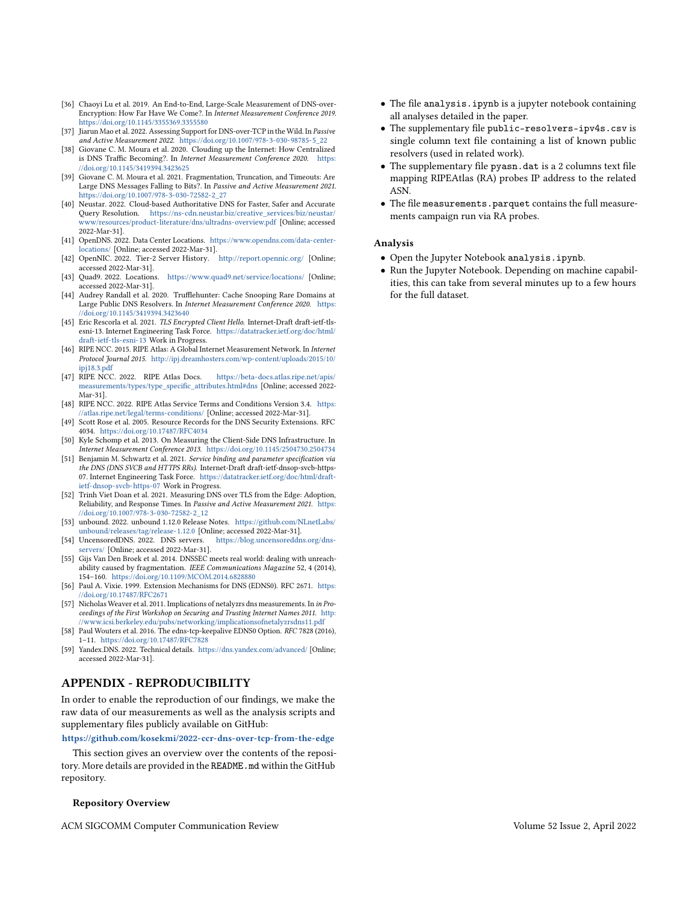[36] Chaoyi Lu et al. 2019. An End-to-End, Large-Scale Measurement of DNS-over-Encryption: How Far Have We Come?. In *Internet Measurement Conference 2019*. https://doi.org/10.1145/3355369.3355580

[37] Jiarun Mao et al. 2022. Assessing Support for DNS-over-TCP in the Wild. In *Passive and Active Measurement 2022*. https://doi.org/10.1007/978-3-030-98785-5_22

[38] Giovane C. M. Moura et al. 2020. Clouding up the Internet: How Centralized is DNS Traffic Becoming?. In *Internet Measurement Conference 2020*. https://doi.org/10.1145/3419394.3423625

[39] Giovane C. M. Moura et al. 2021. Fragmentation, Truncation, and Timeouts: Are Large DNS Messages Falling to Bits?. In *Passive and Active Measurement 2021*. https://doi.org/10.1007/978-3-030-72582-2_27

[40] Neustar. 2022. Cloud-based Authoritative DNS for Faster, Safer and Accurate Query Resolution. https://ns-cdn.neustar.biz/creative_services/biz/neustar/www/resources/product-literature/dns/ultradns-overview.pdf [Online; accessed 2022-Mar-31].

[41] OpenDNS. 2022. Data Center Locations. https://www.opendns.com/data-center-locations/ [Online; accessed 2022-Mar-31].

[42] OpenNIC. 2022. Tier-2 Server History. http://report.opennic.org/ [Online; accessed 2022-Mar-31].

[43] Quad9. 2022. Locations. https://www.quad9.net/service/locations/ [Online; accessed 2022-Mar-31].

[44] Audrey Randall et al. 2020. Trufflehunter: Cache Snooping Rare Domains at Large Public DNS Resolvers. In *Internet Measurement Conference 2020*. https://doi.org/10.1145/3419394.3423640

[45] Eric Rescorla et al. 2021. *TLS Encrypted Client Hello*. Internet-Draft draft-ietf-tls-esni-13. Internet Engineering Task Force. https://datatracker.ietf.org/doc/html/draft-ietf-tls-esni-13 Work in Progress.

[46] RIPE NCC. 2015. RIPE Atlas: A Global Internet Measurement Network. In *Internet Protocol Journal 2015*. http://ipj.dreamhosters.com/wp-content/uploads/2015/10/ipj18.3.pdf

[47] RIPE NCC. 2022. RIPE Atlas Docs. https://beta-docs.atlas.ripe.net/apis/measurements/types/type_specific_attributes.html#dns [Online; accessed 2022-Mar-31].

[48] RIPE NCC. 2022. RIPE Atlas Service Terms and Conditions Version 3.4. https://atlas.ripe.net/legal/terms-conditions/ [Online; accessed 2022-Mar-31].

[49] Scott Rose et al. 2005. Resource Records for the DNS Security Extensions. RFC 4034. https://doi.org/10.17487/RFC4034

[50] Kyle Schomp et al. 2013. On Measuring the Client-Side DNS Infrastructure. In *Internet Measurement Conference 2013*. https://doi.org/10.1145/2504730.2504734

[51] Benjamin M. Schwartz et al. 2021. *Service binding and parameter specification via the DNS (DNS SVCB and HTTPS RRs)*. Internet-Draft draft-ietf-dnsop-svcb-https-07. Internet Engineering Task Force. https://datatracker.ietf.org/doc/html/draft-ietf-dnsop-svcb-https-07 Work in Progress.

[52] Trinh Viet Doan et al. 2021. Measuring DNS over TLS from the Edge: Adoption, Reliability, and Response Times. In *Passive and Active Measurement 2021*. https://doi.org/10.1007/978-3-030-72582-2_12

[53] unbound. 2022. unbound 1.12.0 Release Notes. https://github.com/NLnetLabs/unbound/releases/tag/release-1.12.0 [Online; accessed 2022-Mar-31].

[54] UncensoredDNS. 2022. DNS servers. https://blog.uncensoreddns.org/dns-servers/ [Online; accessed 2022-Mar-31].

[55] Gijs Van Den Broek et al. 2014. DNSSEC meets real world: dealing with unreachability caused by fragmentation. *IEEE Communications Magazine* 52, 4 (2014), 154–160. https://doi.org/10.1109/MCOM.2014.6828880

[56] Paul A. Vixie. 1999. Extension Mechanisms for DNS (EDNS0). RFC 2671. https://doi.org/10.17487/RFC2671

[57] Nicholas Weaver et al. 2011. Implications of netalyzrs dns measurements. In *in Proceedings of the First Workshop on Securing and Trusting Internet Names 2011*. http://www.icsi.berkeley.edu/pubs/networking/implicationsofnetalyzrsdns11.pdf

[58] Paul Wouters et al. 2016. The edns-tcp-keepalive EDNS0 Option. *RFC* 7828 (2016), 1–11. https://doi.org/10.17487/RFC7828

[59] Yandex.DNS. 2022. Technical details. https://dns.yandex.com/advanced/ [Online; accessed 2022-Mar-31].

## APPENDIX - REPRODUCIBILITY

In order to enable the reproduction of our findings, we make the raw data of our measurements as well as the analysis scripts and supplementary files publicly available on GitHub:

**https://github.com/kosekmi/2022-ccr-dns-over-tcp-from-the-edge**

This section gives an overview over the contents of the repository. More details are provided in the `README.md` within the GitHub repository.

### Repository Overview

- The file `analysis.ipynb` is a jupyter notebook containing all analyses detailed in the paper.
- The supplementary file `public-resolvers-ipv4s.csv` is single column text file containing a list of known public resolvers (used in related work).
- The supplementary file `pyasn.dat` is a 2 columns text file mapping RIPEAtlas (RA) probes IP address to the related ASN.
- The file `measurements.parquet` contains the full measurements campaign run via RA probes.

### Analysis

- Open the Jupyter Notebook `analysis.ipynb`.
- Run the Jupyter Notebook. Depending on machine capabilities, this can take from several minutes up to a few hours for the full dataset.